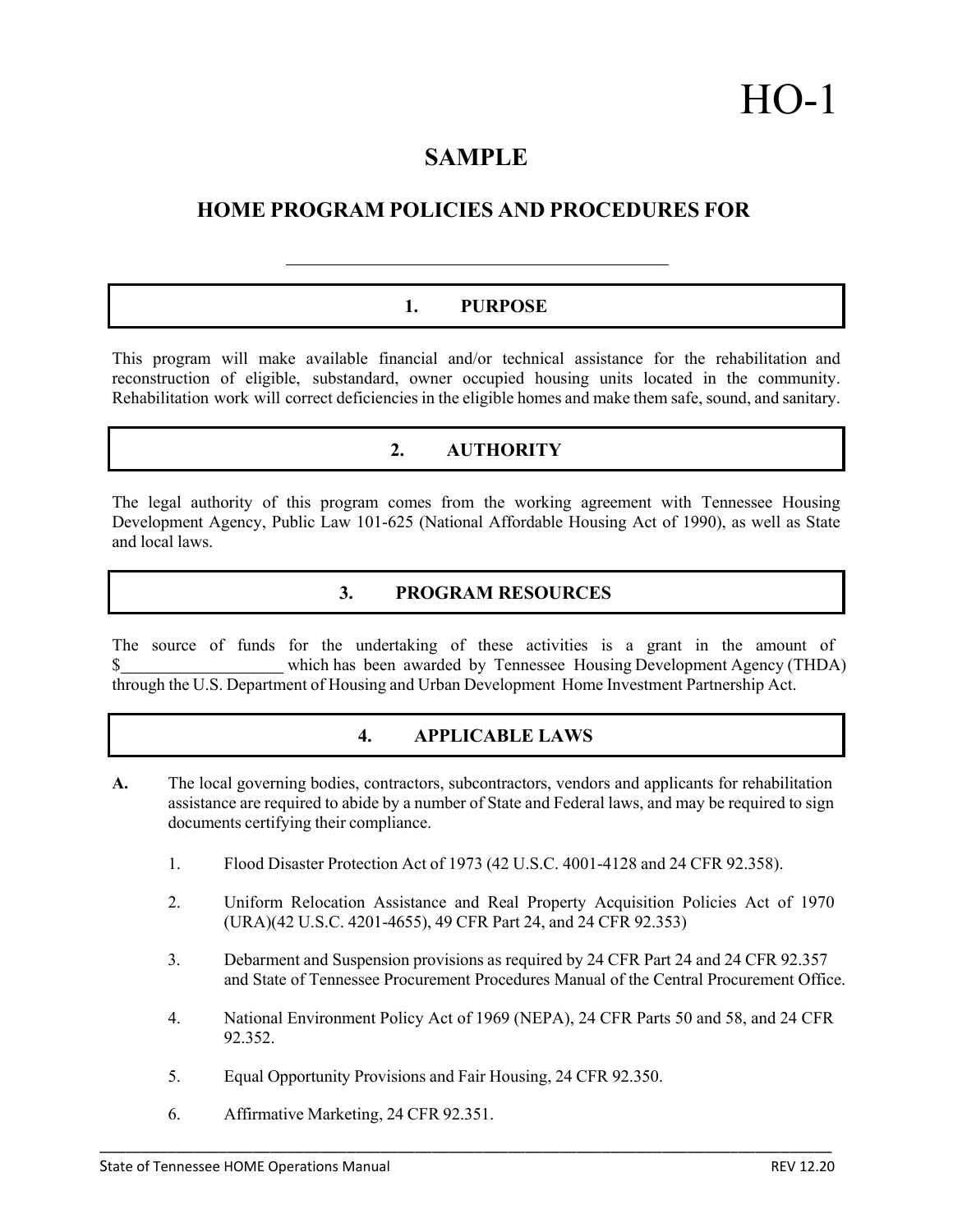# HO-1

## SAMPLE

## HOME PROGRAM POLICIES AND PROCEDURES FOR

\_\_\_\_\_\_\_\_\_\_\_\_\_\_\_\_\_\_\_\_\_\_\_\_\_\_\_\_\_\_\_\_\_\_\_\_\_\_\_\_\_\_\_\_

### 1. PURPOSE

This program will make available financial and/or technical assistance for the rehabilitation and reconstruction of eligible, substandard, owner occupied housing units located in the community. Rehabilitation work will correct deficiencies in the eligible homes and make them safe, sound, and sanitary.

### 2. AUTHORITY

The legal authority of this program comes from the working agreement with Tennessee Housing Development Agency, Public Law 101-625 (National Affordable Housing Act of 1990), as well as State and local laws.

### 3. PROGRAM RESOURCES

The source of funds for the undertaking of these activities is a grant in the amount of $\_\_\_\_\_\_\_\_\_\_\_\_\_\_\_\_\_\_\_\_ which has been awarded by Tennessee Housing Development Agency (THDA) through the U.S. Department of Housing and Urban Development Home Investment Partnership Act.

### 4. APPLICABLE LAWS

**A.** The local governing bodies, contractors, subcontractors, vendors and applicants for rehabilitation assistance are required to abide by a number of State and Federal laws, and may be required to sign documents certifying their compliance.

1. Flood Disaster Protection Act of 1973 (42 U.S.C. 4001-4128 and 24 CFR 92.358).
2. Uniform Relocation Assistance and Real Property Acquisition Policies Act of 1970 (URA)(42 U.S.C. 4201-4655), 49 CFR Part 24, and 24 CFR 92.353)
3. Debarment and Suspension provisions as required by 24 CFR Part 24 and 24 CFR 92.357 and State of Tennessee Procurement Procedures Manual of the Central Procurement Office.
4. National Environment Policy Act of 1969 (NEPA), 24 CFR Parts 50 and 58, and 24 CFR 92.352.
5. Equal Opportunity Provisions and Fair Housing, 24 CFR 92.350.
6. Affirmative Marketing, 24 CFR 92.351.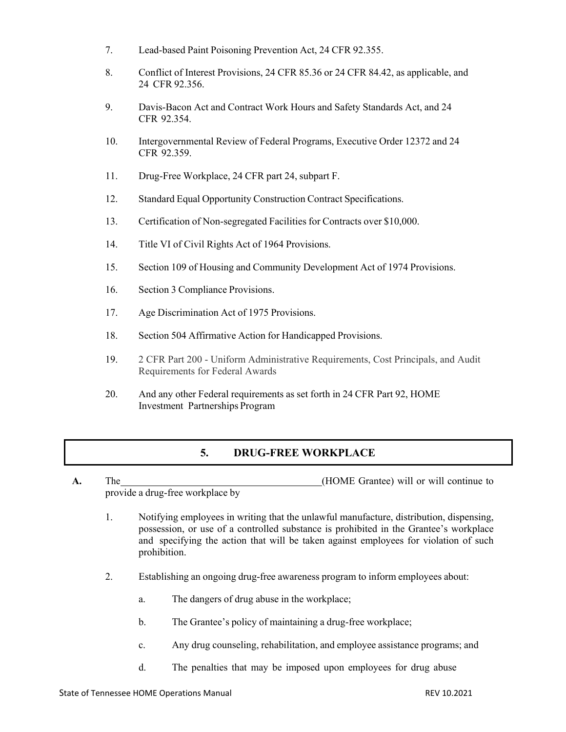7. Lead-based Paint Poisoning Prevention Act, 24 CFR 92.355.

8. Conflict of Interest Provisions, 24 CFR 85.36 or 24 CFR 84.42, as applicable, and 24 CFR 92.356.

9. Davis-Bacon Act and Contract Work Hours and Safety Standards Act, and 24 CFR 92.354.

10. Intergovernmental Review of Federal Programs, Executive Order 12372 and 24 CFR 92.359.

11. Drug-Free Workplace, 24 CFR part 24, subpart F.

12. Standard Equal Opportunity Construction Contract Specifications.

13. Certification of Non-segregated Facilities for Contracts over $10,000.

14. Title VI of Civil Rights Act of 1964 Provisions.

15. Section 109 of Housing and Community Development Act of 1974 Provisions.

16. Section 3 Compliance Provisions.

17. Age Discrimination Act of 1975 Provisions.

18. Section 504 Affirmative Action for Handicapped Provisions.

19. 2 CFR Part 200 - Uniform Administrative Requirements, Cost Principals, and Audit Requirements for Federal Awards

20. And any other Federal requirements as set forth in 24 CFR Part 92, HOME Investment Partnerships Program

## 5. DRUG-FREE WORKPLACE

**A.** The\_\_\_\_\_\_\_\_\_\_\_\_\_\_\_\_\_\_\_\_\_\_\_\_\_\_\_\_\_\_\_\_\_\_\_\_\_\_\_\_(HOME Grantee) will or will continue to provide a drug-free workplace by

1. Notifying employees in writing that the unlawful manufacture, distribution, dispensing, possession, or use of a controlled substance is prohibited in the Grantee's workplace and specifying the action that will be taken against employees for violation of such prohibition.

2. Establishing an ongoing drug-free awareness program to inform employees about:

   a. The dangers of drug abuse in the workplace;

   b. The Grantee's policy of maintaining a drug-free workplace;

   c. Any drug counseling, rehabilitation, and employee assistance programs; and

   d. The penalties that may be imposed upon employees for drug abuse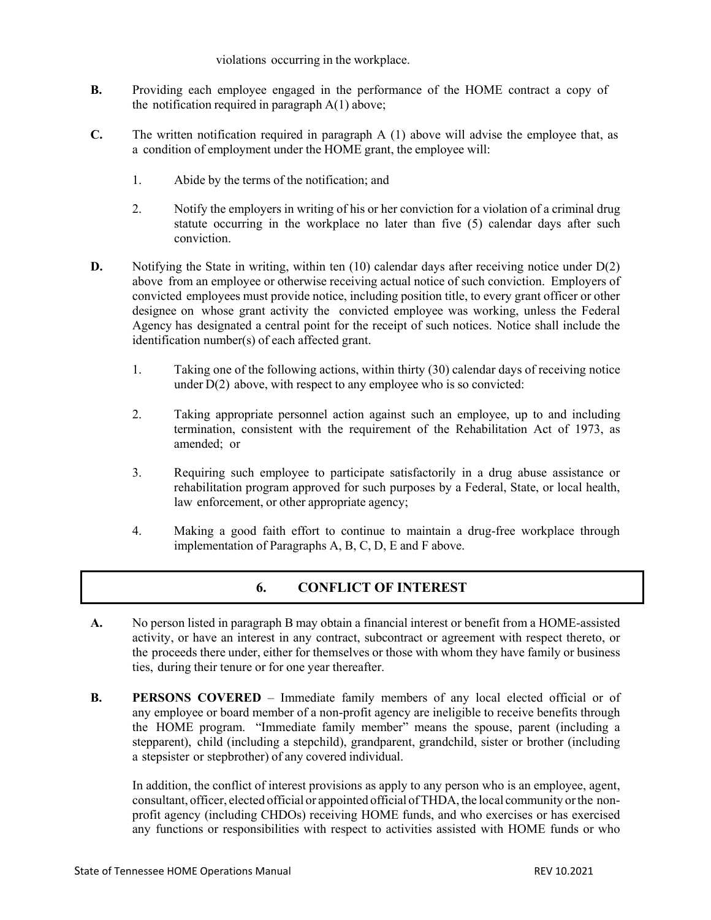violations occurring in the workplace.

**B.** Providing each employee engaged in the performance of the HOME contract a copy of the notification required in paragraph A(1) above;

**C.** The written notification required in paragraph A (1) above will advise the employee that, as a condition of employment under the HOME grant, the employee will:

1. Abide by the terms of the notification; and

2. Notify the employers in writing of his or her conviction for a violation of a criminal drug statute occurring in the workplace no later than five (5) calendar days after such conviction.

**D.** Notifying the State in writing, within ten (10) calendar days after receiving notice under D(2) above from an employee or otherwise receiving actual notice of such conviction. Employers of convicted employees must provide notice, including position title, to every grant officer or other designee on whose grant activity the convicted employee was working, unless the Federal Agency has designated a central point for the receipt of such notices. Notice shall include the identification number(s) of each affected grant.

1. Taking one of the following actions, within thirty (30) calendar days of receiving notice under D(2) above, with respect to any employee who is so convicted:

2. Taking appropriate personnel action against such an employee, up to and including termination, consistent with the requirement of the Rehabilitation Act of 1973, as amended; or

3. Requiring such employee to participate satisfactorily in a drug abuse assistance or rehabilitation program approved for such purposes by a Federal, State, or local health, law enforcement, or other appropriate agency;

4. Making a good faith effort to continue to maintain a drug-free workplace through implementation of Paragraphs A, B, C, D, E and F above.

## 6. CONFLICT OF INTEREST

**A.** No person listed in paragraph B may obtain a financial interest or benefit from a HOME-assisted activity, or have an interest in any contract, subcontract or agreement with respect thereto, or the proceeds there under, either for themselves or those with whom they have family or business ties, during their tenure or for one year thereafter.

**B.** **PERSONS COVERED** – Immediate family members of any local elected official or of any employee or board member of a non-profit agency are ineligible to receive benefits through the HOME program. "Immediate family member" means the spouse, parent (including a stepparent), child (including a stepchild), grandparent, grandchild, sister or brother (including a stepsister or stepbrother) of any covered individual.

In addition, the conflict of interest provisions as apply to any person who is an employee, agent, consultant, officer, elected official or appointed official of THDA, the local community or the non-profit agency (including CHDOs) receiving HOME funds, and who exercises or has exercised any functions or responsibilities with respect to activities assisted with HOME funds or who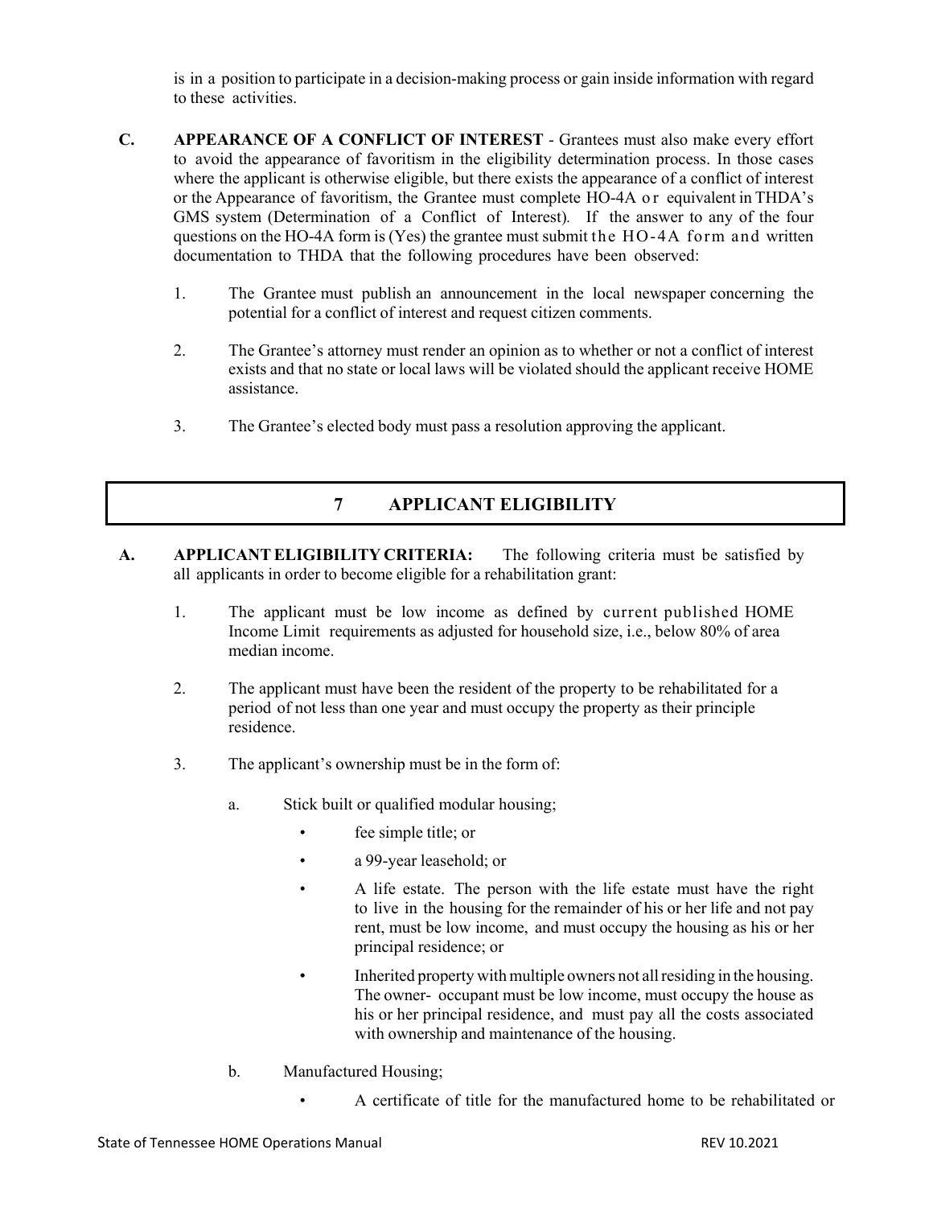is in a position to participate in a decision-making process or gain inside information with regard to these activities.

**C. APPEARANCE OF A CONFLICT OF INTEREST** - Grantees must also make every effort to avoid the appearance of favoritism in the eligibility determination process. In those cases where the applicant is otherwise eligible, but there exists the appearance of a conflict of interest or the Appearance of favoritism, the Grantee must complete HO-4A or equivalent in THDA's GMS system (Determination of a Conflict of Interest). If the answer to any of the four questions on the HO-4A form is (Yes) the grantee must submit the HO-4A form and written documentation to THDA that the following procedures have been observed:

1. The Grantee must publish an announcement in the local newspaper concerning the potential for a conflict of interest and request citizen comments.

2. The Grantee's attorney must render an opinion as to whether or not a conflict of interest exists and that no state or local laws will be violated should the applicant receive HOME assistance.

3. The Grantee's elected body must pass a resolution approving the applicant.

## 7 APPLICANT ELIGIBILITY

**A. APPLICANT ELIGIBILITY CRITERIA:** The following criteria must be satisfied by all applicants in order to become eligible for a rehabilitation grant:

1. The applicant must be low income as defined by current published HOME Income Limit requirements as adjusted for household size, i.e., below 80% of area median income.

2. The applicant must have been the resident of the property to be rehabilitated for a period of not less than one year and must occupy the property as their principle residence.

3. The applicant's ownership must be in the form of:

   a. Stick built or qualified modular housing;

      - fee simple title; or
      - a 99-year leasehold; or
      - A life estate. The person with the life estate must have the right to live in the housing for the remainder of his or her life and not pay rent, must be low income, and must occupy the housing as his or her principal residence; or
      - Inherited property with multiple owners not all residing in the housing. The owner- occupant must be low income, must occupy the house as his or her principal residence, and must pay all the costs associated with ownership and maintenance of the housing.

   b. Manufactured Housing;

      - A certificate of title for the manufactured home to be rehabilitated or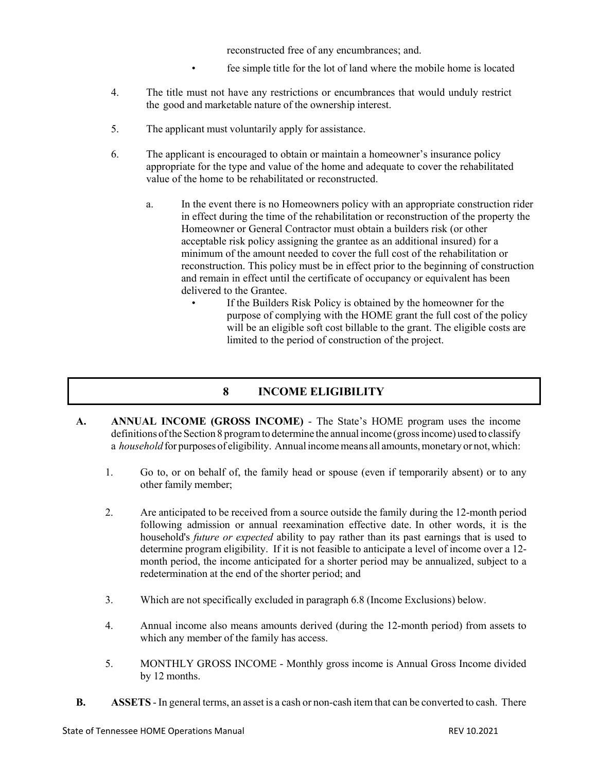reconstructed free of any encumbrances; and.

- fee simple title for the lot of land where the mobile home is located

4. The title must not have any restrictions or encumbrances that would unduly restrict the good and marketable nature of the ownership interest.

5. The applicant must voluntarily apply for assistance.

6. The applicant is encouraged to obtain or maintain a homeowner's insurance policy appropriate for the type and value of the home and adequate to cover the rehabilitated value of the home to be rehabilitated or reconstructed.

   a. In the event there is no Homeowners policy with an appropriate construction rider in effect during the time of the rehabilitation or reconstruction of the property the Homeowner or General Contractor must obtain a builders risk (or other acceptable risk policy assigning the grantee as an additional insured) for a minimum of the amount needed to cover the full cost of the rehabilitation or reconstruction. This policy must be in effect prior to the beginning of construction and remain in effect until the certificate of occupancy or equivalent has been delivered to the Grantee.

      - If the Builders Risk Policy is obtained by the homeowner for the purpose of complying with the HOME grant the full cost of the policy will be an eligible soft cost billable to the grant. The eligible costs are limited to the period of construction of the project.

## 8 INCOME ELIGIBILITY

**A. ANNUAL INCOME (GROSS INCOME)** - The State's HOME program uses the income definitions of the Section 8 program to determine the annual income (gross income) used to classify a *household* for purposes of eligibility. Annual income means all amounts, monetary or not, which:

1. Go to, or on behalf of, the family head or spouse (even if temporarily absent) or to any other family member;

2. Are anticipated to be received from a source outside the family during the 12-month period following admission or annual reexamination effective date. In other words, it is the household's *future or expected* ability to pay rather than its past earnings that is used to determine program eligibility. If it is not feasible to anticipate a level of income over a 12-month period, the income anticipated for a shorter period may be annualized, subject to a redetermination at the end of the shorter period; and

3. Which are not specifically excluded in paragraph 6.8 (Income Exclusions) below.

4. Annual income also means amounts derived (during the 12-month period) from assets to which any member of the family has access.

5. MONTHLY GROSS INCOME - Monthly gross income is Annual Gross Income divided by 12 months.

**B. ASSETS** - In general terms, an asset is a cash or non-cash item that can be converted to cash. There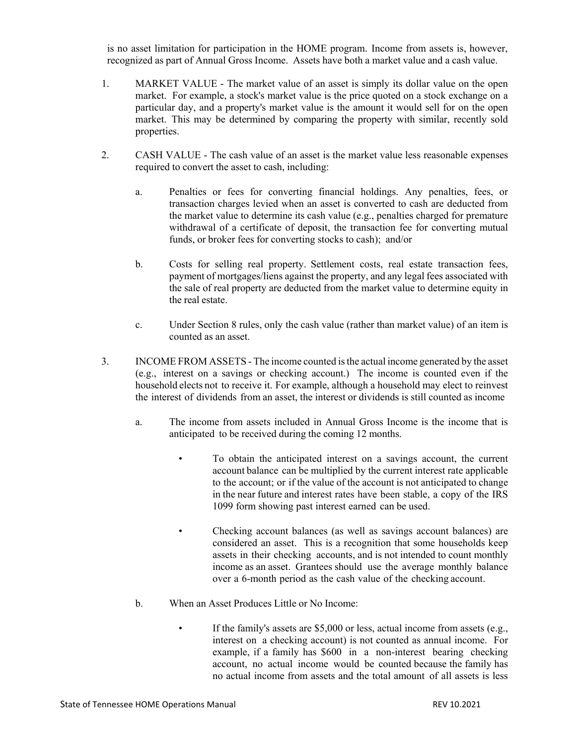is no asset limitation for participation in the HOME program. Income from assets is, however, recognized as part of Annual Gross Income. Assets have both a market value and a cash value.

1. MARKET VALUE - The market value of an asset is simply its dollar value on the open market. For example, a stock's market value is the price quoted on a stock exchange on a particular day, and a property's market value is the amount it would sell for on the open market. This may be determined by comparing the property with similar, recently sold properties.

2. CASH VALUE - The cash value of an asset is the market value less reasonable expenses required to convert the asset to cash, including:

   a. Penalties or fees for converting financial holdings. Any penalties, fees, or transaction charges levied when an asset is converted to cash are deducted from the market value to determine its cash value (e.g., penalties charged for premature withdrawal of a certificate of deposit, the transaction fee for converting mutual funds, or broker fees for converting stocks to cash); and/or

   b. Costs for selling real property. Settlement costs, real estate transaction fees, payment of mortgages/liens against the property, and any legal fees associated with the sale of real property are deducted from the market value to determine equity in the real estate.

   c. Under Section 8 rules, only the cash value (rather than market value) of an item is counted as an asset.

3. INCOME FROM ASSETS - The income counted is the actual income generated by the asset (e.g., interest on a savings or checking account.) The income is counted even if the household elects not to receive it. For example, although a household may elect to reinvest the interest of dividends from an asset, the interest or dividends is still counted as income

   a. The income from assets included in Annual Gross Income is the income that is anticipated to be received during the coming 12 months.

      - To obtain the anticipated interest on a savings account, the current account balance can be multiplied by the current interest rate applicable to the account; or if the value of the account is not anticipated to change in the near future and interest rates have been stable, a copy of the IRS 1099 form showing past interest earned can be used.

      - Checking account balances (as well as savings account balances) are considered an asset. This is a recognition that some households keep assets in their checking accounts, and is not intended to count monthly income as an asset. Grantees should use the average monthly balance over a 6-month period as the cash value of the checking account.

   b. When an Asset Produces Little or No Income:

      - If the family's assets are $5,000 or less, actual income from assets (e.g., interest on a checking account) is not counted as annual income. For example, if a family has $600 in a non-interest bearing checking account, no actual income would be counted because the family has no actual income from assets and the total amount of all assets is less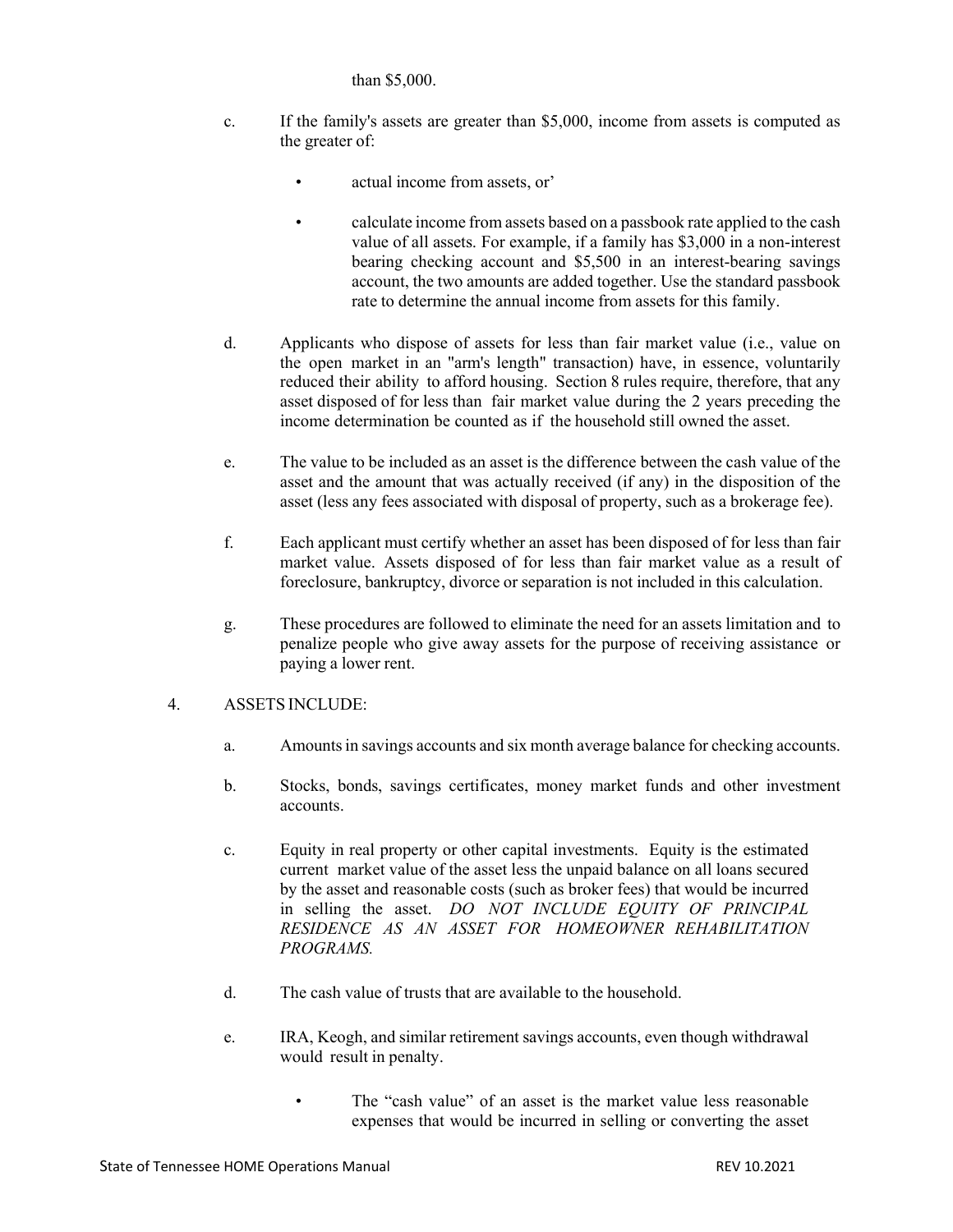than $5,000.

c. If the family's assets are greater than $5,000, income from assets is computed as the greater of:

- actual income from assets, or'
- calculate income from assets based on a passbook rate applied to the cash value of all assets. For example, if a family has $3,000 in a non-interest bearing checking account and $5,500 in an interest-bearing savings account, the two amounts are added together. Use the standard passbook rate to determine the annual income from assets for this family.

d. Applicants who dispose of assets for less than fair market value (i.e., value on the open market in an "arm's length" transaction) have, in essence, voluntarily reduced their ability to afford housing. Section 8 rules require, therefore, that any asset disposed of for less than fair market value during the 2 years preceding the income determination be counted as if the household still owned the asset.

e. The value to be included as an asset is the difference between the cash value of the asset and the amount that was actually received (if any) in the disposition of the asset (less any fees associated with disposal of property, such as a brokerage fee).

f. Each applicant must certify whether an asset has been disposed of for less than fair market value. Assets disposed of for less than fair market value as a result of foreclosure, bankruptcy, divorce or separation is not included in this calculation.

g. These procedures are followed to eliminate the need for an assets limitation and to penalize people who give away assets for the purpose of receiving assistance or paying a lower rent.

4. ASSETS INCLUDE:

a. Amounts in savings accounts and six month average balance for checking accounts.

b. Stocks, bonds, savings certificates, money market funds and other investment accounts.

c. Equity in real property or other capital investments. Equity is the estimated current market value of the asset less the unpaid balance on all loans secured by the asset and reasonable costs (such as broker fees) that would be incurred in selling the asset. *DO NOT INCLUDE EQUITY OF PRINCIPAL RESIDENCE AS AN ASSET FOR HOMEOWNER REHABILITATION PROGRAMS.*

d. The cash value of trusts that are available to the household.

e. IRA, Keogh, and similar retirement savings accounts, even though withdrawal would result in penalty.

- The "cash value" of an asset is the market value less reasonable expenses that would be incurred in selling or converting the asset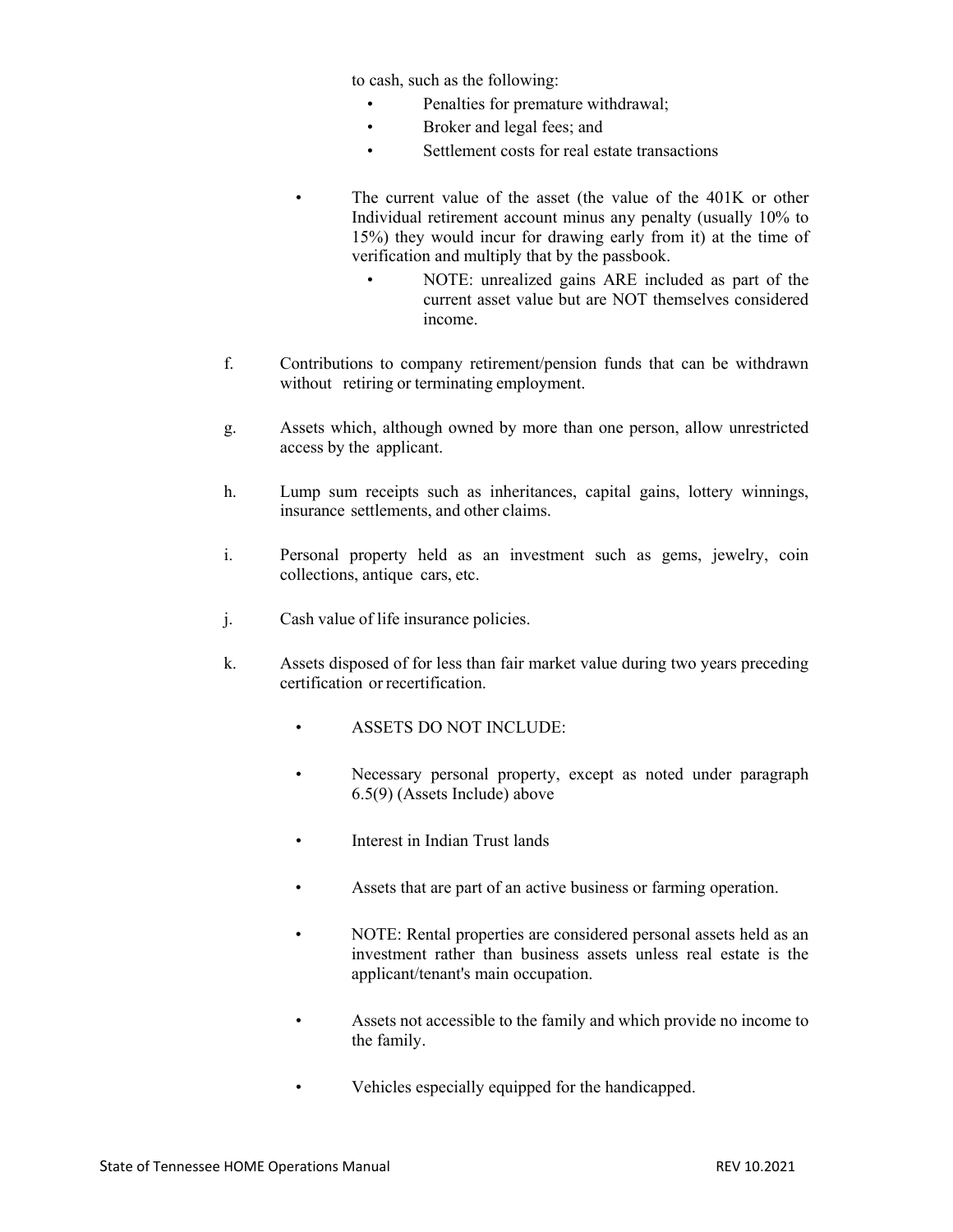to cash, such as the following:

- Penalties for premature withdrawal;
- Broker and legal fees; and
- Settlement costs for real estate transactions

- The current value of the asset (the value of the 401K or other Individual retirement account minus any penalty (usually 10% to 15%) they would incur for drawing early from it) at the time of verification and multiply that by the passbook.
  - NOTE: unrealized gains ARE included as part of the current asset value but are NOT themselves considered income.

f. Contributions to company retirement/pension funds that can be withdrawn without retiring or terminating employment.

g. Assets which, although owned by more than one person, allow unrestricted access by the applicant.

h. Lump sum receipts such as inheritances, capital gains, lottery winnings, insurance settlements, and other claims.

i. Personal property held as an investment such as gems, jewelry, coin collections, antique cars, etc.

j. Cash value of life insurance policies.

k. Assets disposed of for less than fair market value during two years preceding certification or recertification.

- ASSETS DO NOT INCLUDE:
- Necessary personal property, except as noted under paragraph 6.5(9) (Assets Include) above
- Interest in Indian Trust lands
- Assets that are part of an active business or farming operation.
- NOTE: Rental properties are considered personal assets held as an investment rather than business assets unless real estate is the applicant/tenant's main occupation.
- Assets not accessible to the family and which provide no income to the family.
- Vehicles especially equipped for the handicapped.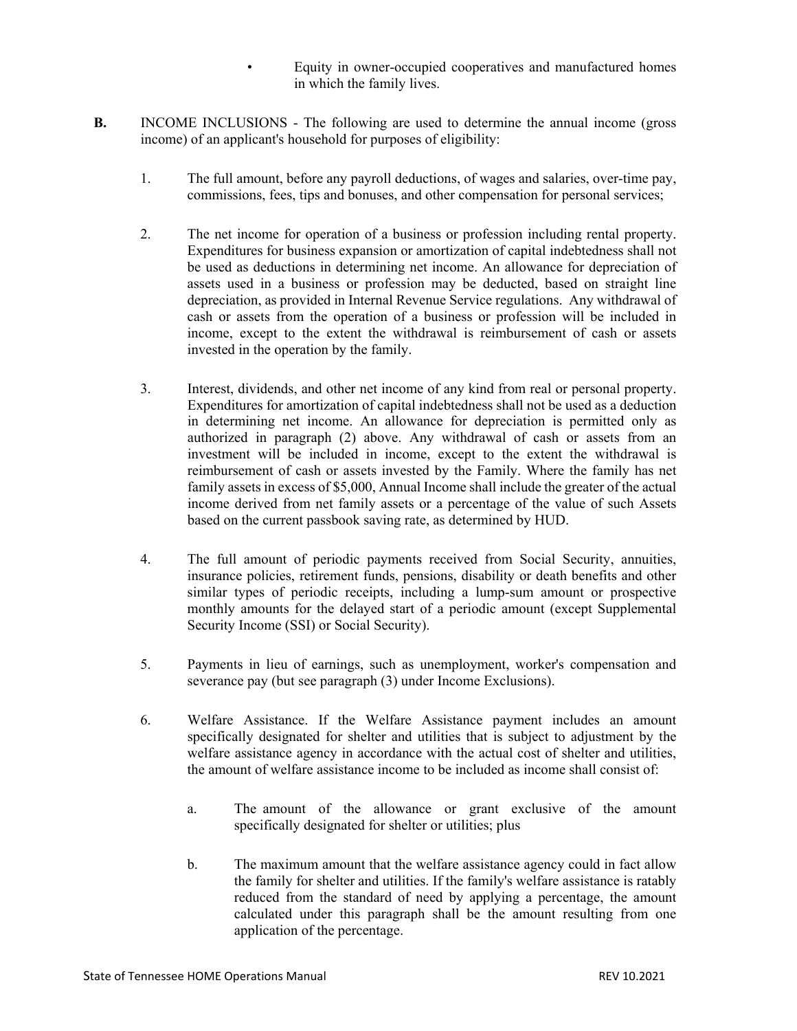- Equity in owner-occupied cooperatives and manufactured homes in which the family lives.

**B.** INCOME INCLUSIONS - The following are used to determine the annual income (gross income) of an applicant's household for purposes of eligibility:

1. The full amount, before any payroll deductions, of wages and salaries, over-time pay, commissions, fees, tips and bonuses, and other compensation for personal services;

2. The net income for operation of a business or profession including rental property. Expenditures for business expansion or amortization of capital indebtedness shall not be used as deductions in determining net income. An allowance for depreciation of assets used in a business or profession may be deducted, based on straight line depreciation, as provided in Internal Revenue Service regulations. Any withdrawal of cash or assets from the operation of a business or profession will be included in income, except to the extent the withdrawal is reimbursement of cash or assets invested in the operation by the family.

3. Interest, dividends, and other net income of any kind from real or personal property. Expenditures for amortization of capital indebtedness shall not be used as a deduction in determining net income. An allowance for depreciation is permitted only as authorized in paragraph (2) above. Any withdrawal of cash or assets from an investment will be included in income, except to the extent the withdrawal is reimbursement of cash or assets invested by the Family. Where the family has net family assets in excess of $5,000, Annual Income shall include the greater of the actual income derived from net family assets or a percentage of the value of such Assets based on the current passbook saving rate, as determined by HUD.

4. The full amount of periodic payments received from Social Security, annuities, insurance policies, retirement funds, pensions, disability or death benefits and other similar types of periodic receipts, including a lump-sum amount or prospective monthly amounts for the delayed start of a periodic amount (except Supplemental Security Income (SSI) or Social Security).

5. Payments in lieu of earnings, such as unemployment, worker's compensation and severance pay (but see paragraph (3) under Income Exclusions).

6. Welfare Assistance. If the Welfare Assistance payment includes an amount specifically designated for shelter and utilities that is subject to adjustment by the welfare assistance agency in accordance with the actual cost of shelter and utilities, the amount of welfare assistance income to be included as income shall consist of:

   a. The amount of the allowance or grant exclusive of the amount specifically designated for shelter or utilities; plus

   b. The maximum amount that the welfare assistance agency could in fact allow the family for shelter and utilities. If the family's welfare assistance is ratably reduced from the standard of need by applying a percentage, the amount calculated under this paragraph shall be the amount resulting from one application of the percentage.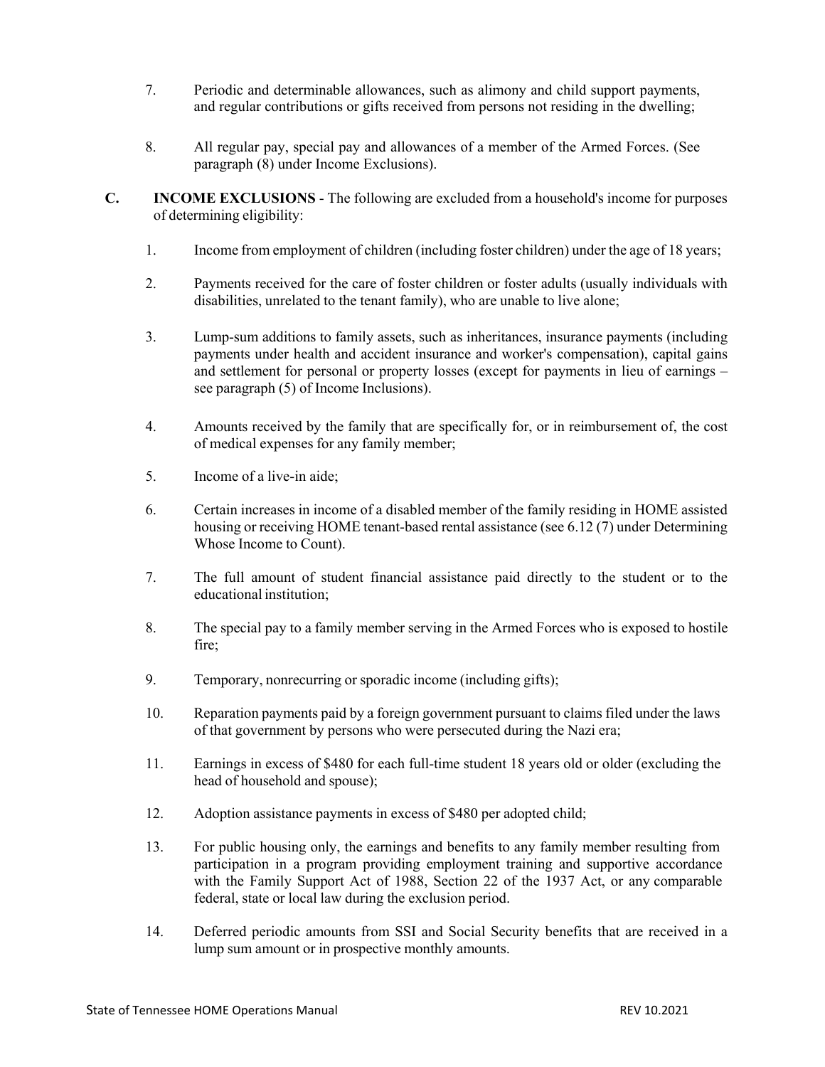7. Periodic and determinable allowances, such as alimony and child support payments, and regular contributions or gifts received from persons not residing in the dwelling;

8. All regular pay, special pay and allowances of a member of the Armed Forces. (See paragraph (8) under Income Exclusions).

**C. INCOME EXCLUSIONS** - The following are excluded from a household's income for purposes of determining eligibility:

1. Income from employment of children (including foster children) under the age of 18 years;

2. Payments received for the care of foster children or foster adults (usually individuals with disabilities, unrelated to the tenant family), who are unable to live alone;

3. Lump-sum additions to family assets, such as inheritances, insurance payments (including payments under health and accident insurance and worker's compensation), capital gains and settlement for personal or property losses (except for payments in lieu of earnings – see paragraph (5) of Income Inclusions).

4. Amounts received by the family that are specifically for, or in reimbursement of, the cost of medical expenses for any family member;

5. Income of a live-in aide;

6. Certain increases in income of a disabled member of the family residing in HOME assisted housing or receiving HOME tenant-based rental assistance (see 6.12 (7) under Determining Whose Income to Count).

7. The full amount of student financial assistance paid directly to the student or to the educational institution;

8. The special pay to a family member serving in the Armed Forces who is exposed to hostile fire;

9. Temporary, nonrecurring or sporadic income (including gifts);

10. Reparation payments paid by a foreign government pursuant to claims filed under the laws of that government by persons who were persecuted during the Nazi era;

11. Earnings in excess of $480 for each full-time student 18 years old or older (excluding the head of household and spouse);

12. Adoption assistance payments in excess of $480 per adopted child;

13. For public housing only, the earnings and benefits to any family member resulting from participation in a program providing employment training and supportive accordance with the Family Support Act of 1988, Section 22 of the 1937 Act, or any comparable federal, state or local law during the exclusion period.

14. Deferred periodic amounts from SSI and Social Security benefits that are received in a lump sum amount or in prospective monthly amounts.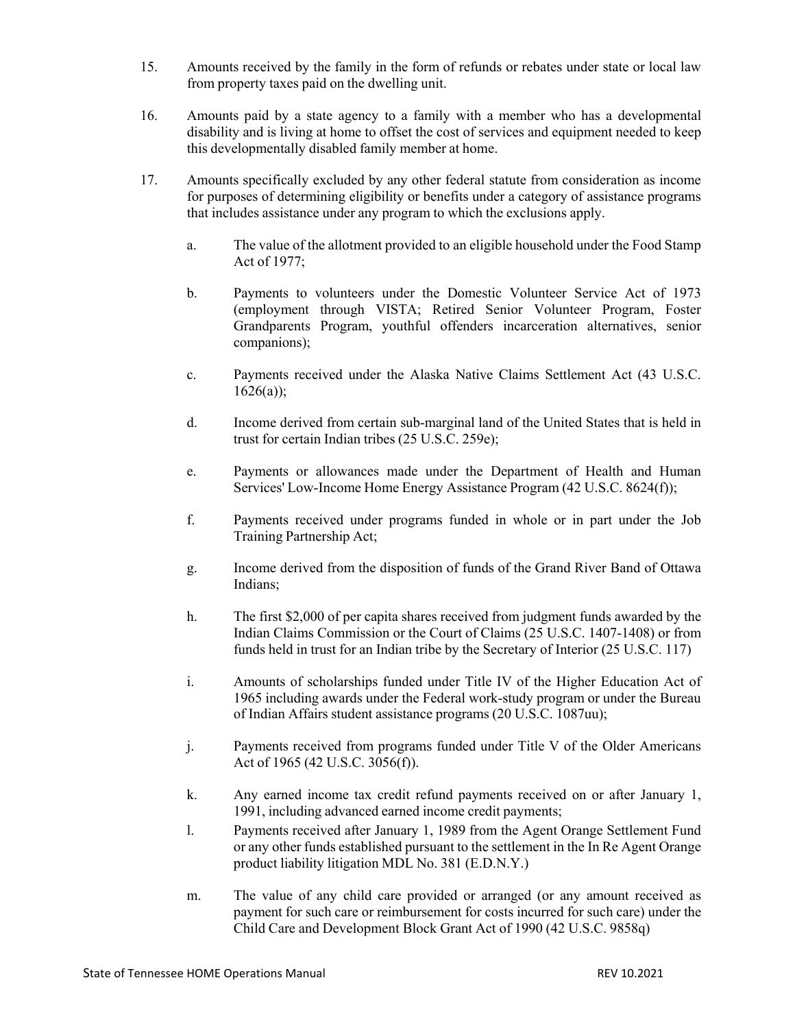15. Amounts received by the family in the form of refunds or rebates under state or local law from property taxes paid on the dwelling unit.

16. Amounts paid by a state agency to a family with a member who has a developmental disability and is living at home to offset the cost of services and equipment needed to keep this developmentally disabled family member at home.

17. Amounts specifically excluded by any other federal statute from consideration as income for purposes of determining eligibility or benefits under a category of assistance programs that includes assistance under any program to which the exclusions apply.

    a. The value of the allotment provided to an eligible household under the Food Stamp Act of 1977;

    b. Payments to volunteers under the Domestic Volunteer Service Act of 1973 (employment through VISTA; Retired Senior Volunteer Program, Foster Grandparents Program, youthful offenders incarceration alternatives, senior companions);

    c. Payments received under the Alaska Native Claims Settlement Act (43 U.S.C. 1626(a));

    d. Income derived from certain sub-marginal land of the United States that is held in trust for certain Indian tribes (25 U.S.C. 259e);

    e. Payments or allowances made under the Department of Health and Human Services' Low-Income Home Energy Assistance Program (42 U.S.C. 8624(f));

    f. Payments received under programs funded in whole or in part under the Job Training Partnership Act;

    g. Income derived from the disposition of funds of the Grand River Band of Ottawa Indians;

    h. The first $2,000 of per capita shares received from judgment funds awarded by the Indian Claims Commission or the Court of Claims (25 U.S.C. 1407-1408) or from funds held in trust for an Indian tribe by the Secretary of Interior (25 U.S.C. 117)

    i. Amounts of scholarships funded under Title IV of the Higher Education Act of 1965 including awards under the Federal work-study program or under the Bureau of Indian Affairs student assistance programs (20 U.S.C. 1087uu);

    j. Payments received from programs funded under Title V of the Older Americans Act of 1965 (42 U.S.C. 3056(f)).

    k. Any earned income tax credit refund payments received on or after January 1, 1991, including advanced earned income credit payments;

    l. Payments received after January 1, 1989 from the Agent Orange Settlement Fund or any other funds established pursuant to the settlement in the In Re Agent Orange product liability litigation MDL No. 381 (E.D.N.Y.)

    m. The value of any child care provided or arranged (or any amount received as payment for such care or reimbursement for costs incurred for such care) under the Child Care and Development Block Grant Act of 1990 (42 U.S.C. 9858q)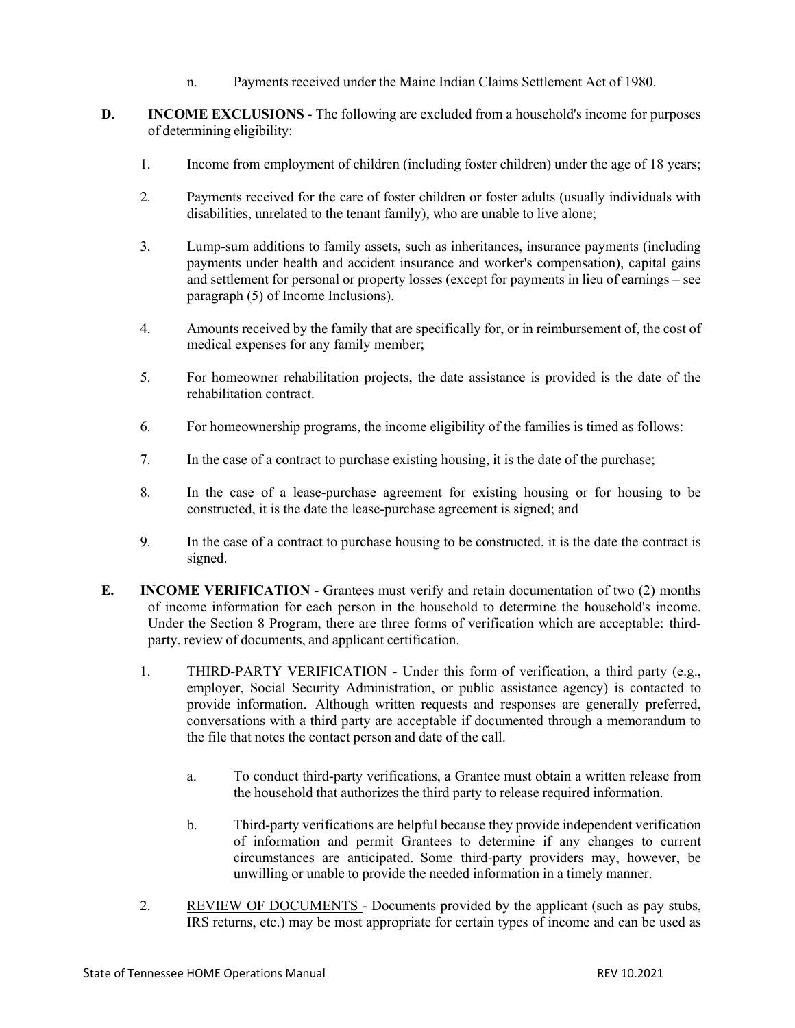n. Payments received under the Maine Indian Claims Settlement Act of 1980.

**D. INCOME EXCLUSIONS** - The following are excluded from a household's income for purposes of determining eligibility:

1. Income from employment of children (including foster children) under the age of 18 years;

2. Payments received for the care of foster children or foster adults (usually individuals with disabilities, unrelated to the tenant family), who are unable to live alone;

3. Lump-sum additions to family assets, such as inheritances, insurance payments (including payments under health and accident insurance and worker's compensation), capital gains and settlement for personal or property losses (except for payments in lieu of earnings – see paragraph (5) of Income Inclusions).

4. Amounts received by the family that are specifically for, or in reimbursement of, the cost of medical expenses for any family member;

5. For homeowner rehabilitation projects, the date assistance is provided is the date of the rehabilitation contract.

6. For homeownership programs, the income eligibility of the families is timed as follows:

7. In the case of a contract to purchase existing housing, it is the date of the purchase;

8. In the case of a lease-purchase agreement for existing housing or for housing to be constructed, it is the date the lease-purchase agreement is signed; and

9. In the case of a contract to purchase housing to be constructed, it is the date the contract is signed.

**E. INCOME VERIFICATION** - Grantees must verify and retain documentation of two (2) months of income information for each person in the household to determine the household's income. Under the Section 8 Program, there are three forms of verification which are acceptable: third-party, review of documents, and applicant certification.

1. THIRD-PARTY VERIFICATION - Under this form of verification, a third party (e.g., employer, Social Security Administration, or public assistance agency) is contacted to provide information. Although written requests and responses are generally preferred, conversations with a third party are acceptable if documented through a memorandum to the file that notes the contact person and date of the call.

   a. To conduct third-party verifications, a Grantee must obtain a written release from the household that authorizes the third party to release required information.

   b. Third-party verifications are helpful because they provide independent verification of information and permit Grantees to determine if any changes to current circumstances are anticipated. Some third-party providers may, however, be unwilling or unable to provide the needed information in a timely manner.

2. REVIEW OF DOCUMENTS - Documents provided by the applicant (such as pay stubs, IRS returns, etc.) may be most appropriate for certain types of income and can be used as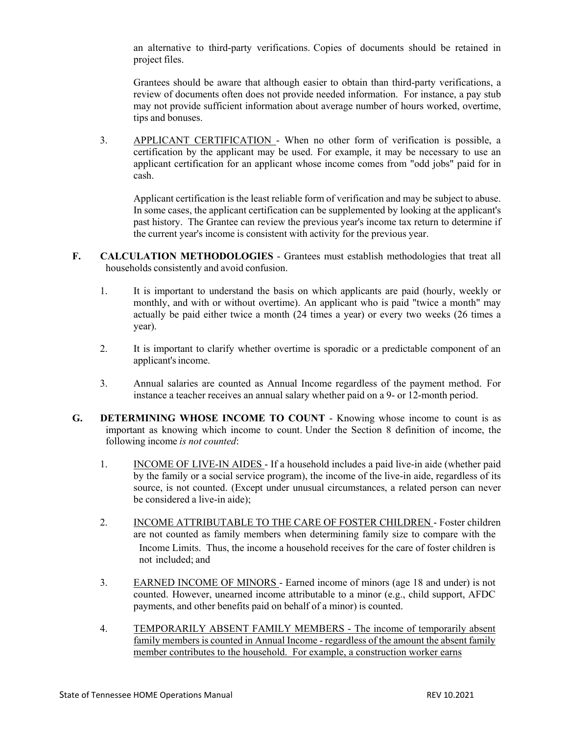an alternative to third-party verifications. Copies of documents should be retained in project files.

Grantees should be aware that although easier to obtain than third-party verifications, a review of documents often does not provide needed information. For instance, a pay stub may not provide sufficient information about average number of hours worked, overtime, tips and bonuses.

3. APPLICANT CERTIFICATION - When no other form of verification is possible, a certification by the applicant may be used. For example, it may be necessary to use an applicant certification for an applicant whose income comes from "odd jobs" paid for in cash.

   Applicant certification is the least reliable form of verification and may be subject to abuse. In some cases, the applicant certification can be supplemented by looking at the applicant's past history. The Grantee can review the previous year's income tax return to determine if the current year's income is consistent with activity for the previous year.

**F. CALCULATION METHODOLOGIES** - Grantees must establish methodologies that treat all households consistently and avoid confusion.

1. It is important to understand the basis on which applicants are paid (hourly, weekly or monthly, and with or without overtime). An applicant who is paid "twice a month" may actually be paid either twice a month (24 times a year) or every two weeks (26 times a year).

2. It is important to clarify whether overtime is sporadic or a predictable component of an applicant's income.

3. Annual salaries are counted as Annual Income regardless of the payment method. For instance a teacher receives an annual salary whether paid on a 9- or 12-month period.

**G. DETERMINING WHOSE INCOME TO COUNT** - Knowing whose income to count is as important as knowing which income to count. Under the Section 8 definition of income, the following income *is not counted*:

1. INCOME OF LIVE-IN AIDES - If a household includes a paid live-in aide (whether paid by the family or a social service program), the income of the live-in aide, regardless of its source, is not counted. (Except under unusual circumstances, a related person can never be considered a live-in aide);

2. INCOME ATTRIBUTABLE TO THE CARE OF FOSTER CHILDREN - Foster children are not counted as family members when determining family size to compare with the Income Limits. Thus, the income a household receives for the care of foster children is not included; and

3. EARNED INCOME OF MINORS - Earned income of minors (age 18 and under) is not counted. However, unearned income attributable to a minor (e.g., child support, AFDC payments, and other benefits paid on behalf of a minor) is counted.

4. TEMPORARILY ABSENT FAMILY MEMBERS - The income of temporarily absent family members is counted in Annual Income - regardless of the amount the absent family member contributes to the household. For example, a construction worker earns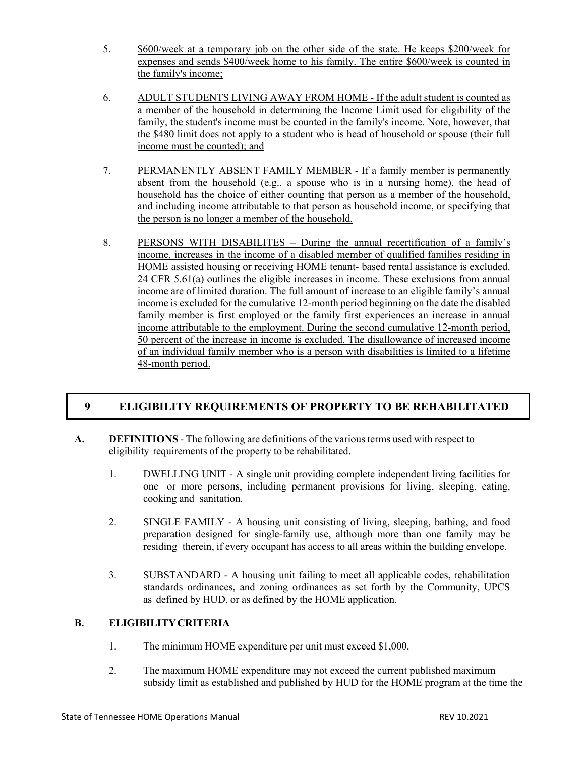5. $600/week at a temporary job on the other side of the state. He keeps $200/week for expenses and sends $400/week home to his family. The entire $600/week is counted in the family's income;

6. ADULT STUDENTS LIVING AWAY FROM HOME - If the adult student is counted as a member of the household in determining the Income Limit used for eligibility of the family, the student's income must be counted in the family's income. Note, however, that the $480 limit does not apply to a student who is head of household or spouse (their full income must be counted); and

7. PERMANENTLY ABSENT FAMILY MEMBER - If a family member is permanently absent from the household (e.g., a spouse who is in a nursing home), the head of household has the choice of either counting that person as a member of the household, and including income attributable to that person as household income, or specifying that the person is no longer a member of the household.

8. PERSONS WITH DISABILITES – During the annual recertification of a family's income, increases in the income of a disabled member of qualified families residing in HOME assisted housing or receiving HOME tenant- based rental assistance is excluded. 24 CFR 5.61(a) outlines the eligible increases in income. These exclusions from annual income are of limited duration. The full amount of increase to an eligible family's annual income is excluded for the cumulative 12-month period beginning on the date the disabled family member is first employed or the family first experiences an increase in annual income attributable to the employment. During the second cumulative 12-month period, 50 percent of the increase in income is excluded. The disallowance of increased income of an individual family member who is a person with disabilities is limited to a lifetime 48-month period.

# 9 ELIGIBILITY REQUIREMENTS OF PROPERTY TO BE REHABILITATED

**A. DEFINITIONS** - The following are definitions of the various terms used with respect to eligibility requirements of the property to be rehabilitated.

1. DWELLING UNIT - A single unit providing complete independent living facilities for one or more persons, including permanent provisions for living, sleeping, eating, cooking and sanitation.

2. SINGLE FAMILY - A housing unit consisting of living, sleeping, bathing, and food preparation designed for single-family use, although more than one family may be residing therein, if every occupant has access to all areas within the building envelope.

3. SUBSTANDARD - A housing unit failing to meet all applicable codes, rehabilitation standards ordinances, and zoning ordinances as set forth by the Community, UPCS as defined by HUD, or as defined by the HOME application.

**B. ELIGIBILITY CRITERIA**

1. The minimum HOME expenditure per unit must exceed $1,000.

2. The maximum HOME expenditure may not exceed the current published maximum subsidy limit as established and published by HUD for the HOME program at the time the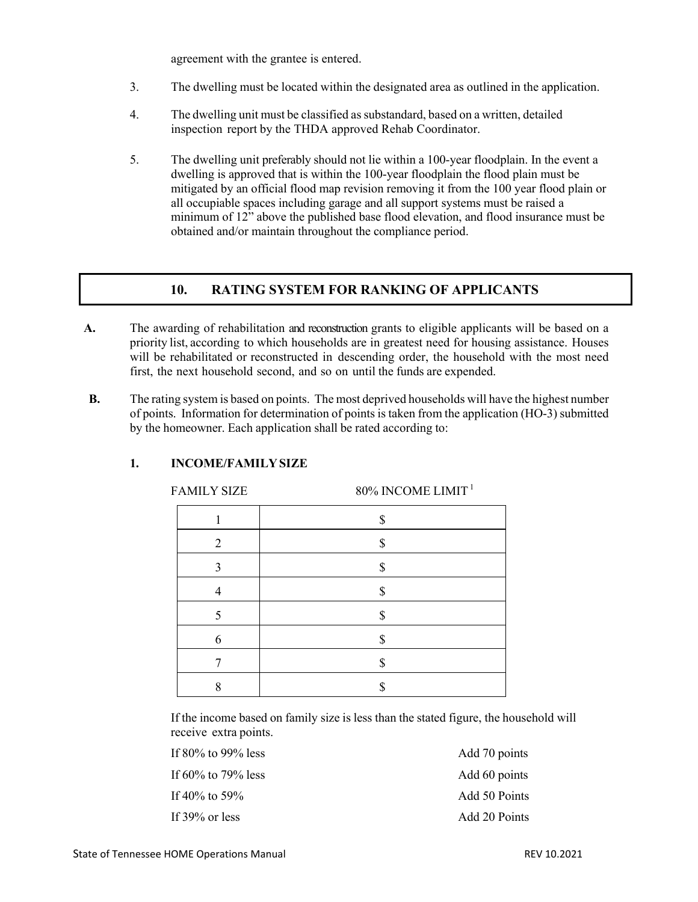agreement with the grantee is entered.

3. The dwelling must be located within the designated area as outlined in the application.

4. The dwelling unit must be classified as substandard, based on a written, detailed inspection report by the THDA approved Rehab Coordinator.

5. The dwelling unit preferably should not lie within a 100-year floodplain. In the event a dwelling is approved that is within the 100-year floodplain the flood plain must be mitigated by an official flood map revision removing it from the 100 year flood plain or all occupiable spaces including garage and all support systems must be raised a minimum of 12" above the published base flood elevation, and flood insurance must be obtained and/or maintain throughout the compliance period.

## 10. RATING SYSTEM FOR RANKING OF APPLICANTS

**A.** The awarding of rehabilitation and reconstruction grants to eligible applicants will be based on a priority list, according to which households are in greatest need for housing assistance. Houses will be rehabilitated or reconstructed in descending order, the household with the most need first, the next household second, and so on until the funds are expended.

**B.** The rating system is based on points. The most deprived households will have the highest number of points. Information for determination of points is taken from the application (HO-3) submitted by the homeowner. Each application shall be rated according to:

### 1. INCOME/FAMILY SIZE

| FAMILY SIZE | 80% INCOME LIMIT [1] |
|---|---|
| 1 | $ |
| 2 | $ |
| 3 | $ |
| 4 | $ |
| 5 | $ |
| 6 | $ |
| 7 | $ |
| 8 | $ |

If the income based on family size is less than the stated figure, the household will receive extra points.

| | |
|---|---|
| If 80% to 99% less | Add 70 points |
| If 60% to 79% less | Add 60 points |
| If 40% to 59% | Add 50 Points |
| If 39% or less | Add 20 Points |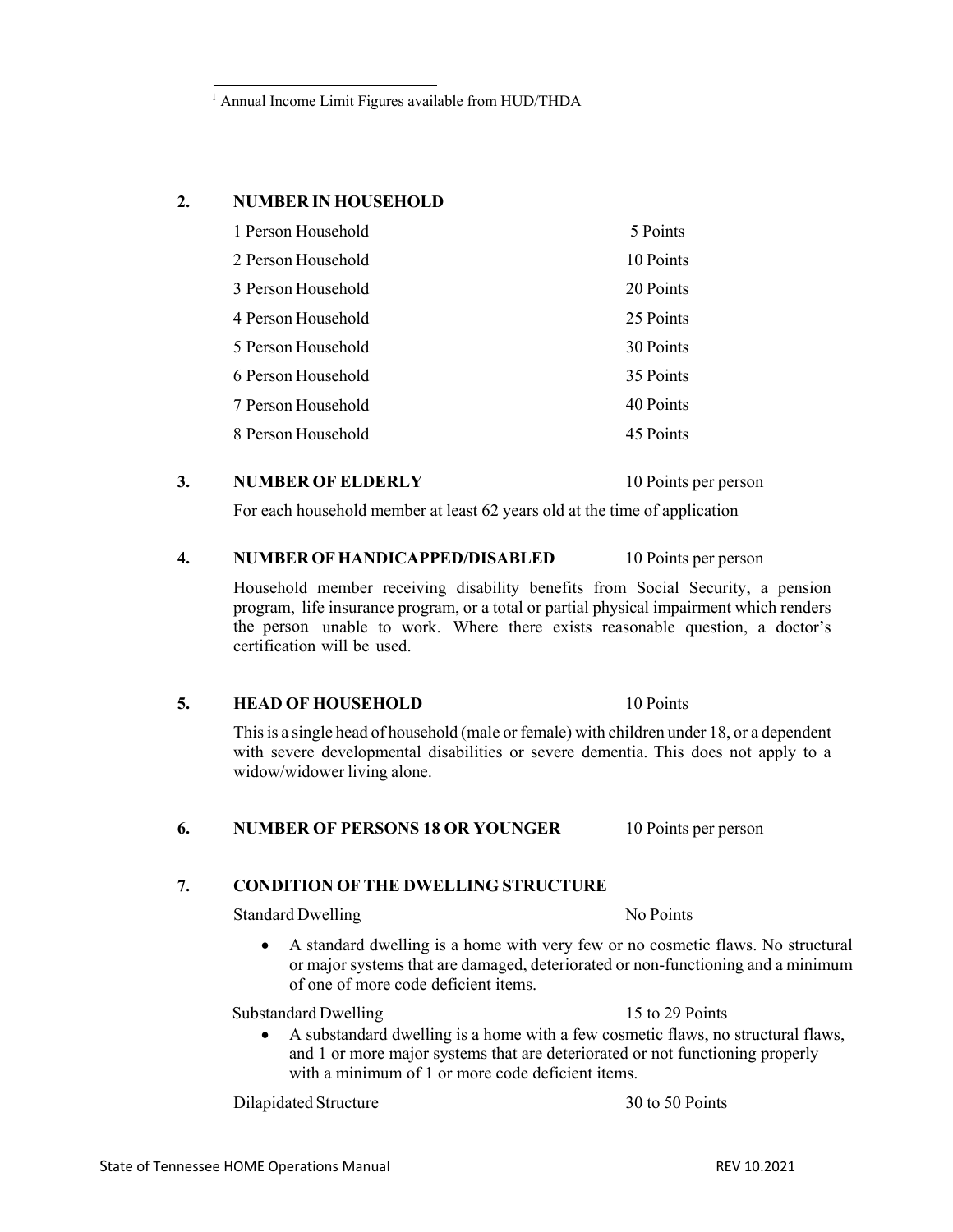[1] Annual Income Limit Figures available from HUD/THDA

## 2. NUMBER IN HOUSEHOLD

| | |
|---|---|
| 1 Person Household | 5 Points |
| 2 Person Household | 10 Points |
| 3 Person Household | 20 Points |
| 4 Person Household | 25 Points |
| 5 Person Household | 30 Points |
| 6 Person Household | 35 Points |
| 7 Person Household | 40 Points |
| 8 Person Household | 45 Points |

## 3. NUMBER OF ELDERLY — 10 Points per person

For each household member at least 62 years old at the time of application

## 4. NUMBER OF HANDICAPPED/DISABLED — 10 Points per person

Household member receiving disability benefits from Social Security, a pension program, life insurance program, or a total or partial physical impairment which renders the person unable to work. Where there exists reasonable question, a doctor's certification will be used.

## 5. HEAD OF HOUSEHOLD — 10 Points

This is a single head of household (male or female) with children under 18, or a dependent with severe developmental disabilities or severe dementia. This does not apply to a widow/widower living alone.

## 6. NUMBER OF PERSONS 18 OR YOUNGER — 10 Points per person

## 7. CONDITION OF THE DWELLING STRUCTURE

Standard Dwelling — No Points

- A standard dwelling is a home with very few or no cosmetic flaws. No structural or major systems that are damaged, deteriorated or non-functioning and a minimum of one of more code deficient items.

Substandard Dwelling — 15 to 29 Points

- A substandard dwelling is a home with a few cosmetic flaws, no structural flaws, and 1 or more major systems that are deteriorated or not functioning properly with a minimum of 1 or more code deficient items.

Dilapidated Structure — 30 to 50 Points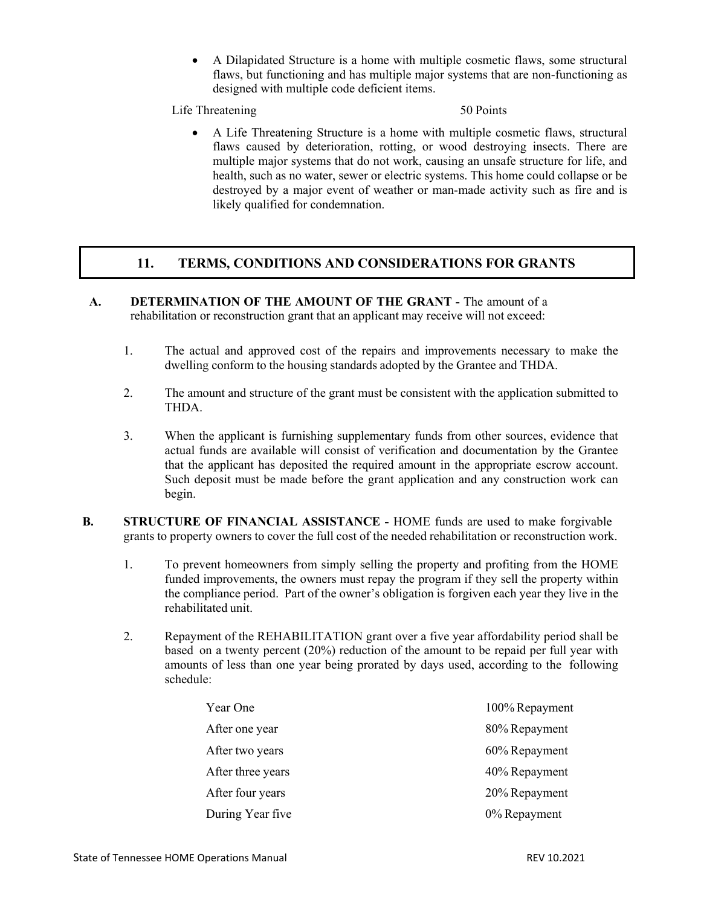- A Dilapidated Structure is a home with multiple cosmetic flaws, some structural flaws, but functioning and has multiple major systems that are non-functioning as designed with multiple code deficient items.

Life Threatening 50 Points

- A Life Threatening Structure is a home with multiple cosmetic flaws, structural flaws caused by deterioration, rotting, or wood destroying insects. There are multiple major systems that do not work, causing an unsafe structure for life, and health, such as no water, sewer or electric systems. This home could collapse or be destroyed by a major event of weather or man-made activity such as fire and is likely qualified for condemnation.

## 11. TERMS, CONDITIONS AND CONSIDERATIONS FOR GRANTS

**A. DETERMINATION OF THE AMOUNT OF THE GRANT -** The amount of a rehabilitation or reconstruction grant that an applicant may receive will not exceed:

1. The actual and approved cost of the repairs and improvements necessary to make the dwelling conform to the housing standards adopted by the Grantee and THDA.
2. The amount and structure of the grant must be consistent with the application submitted to THDA.
3. When the applicant is furnishing supplementary funds from other sources, evidence that actual funds are available will consist of verification and documentation by the Grantee that the applicant has deposited the required amount in the appropriate escrow account. Such deposit must be made before the grant application and any construction work can begin.

**B. STRUCTURE OF FINANCIAL ASSISTANCE -** HOME funds are used to make forgivable grants to property owners to cover the full cost of the needed rehabilitation or reconstruction work.

1. To prevent homeowners from simply selling the property and profiting from the HOME funded improvements, the owners must repay the program if they sell the property within the compliance period. Part of the owner's obligation is forgiven each year they live in the rehabilitated unit.
2. Repayment of the REHABILITATION grant over a five year affordability period shall be based on a twenty percent (20%) reduction of the amount to be repaid per full year with amounts of less than one year being prorated by days used, according to the following schedule:

| | |
|---|---|
| Year One | 100% Repayment |
| After one year | 80% Repayment |
| After two years | 60% Repayment |
| After three years | 40% Repayment |
| After four years | 20% Repayment |
| During Year five | 0% Repayment |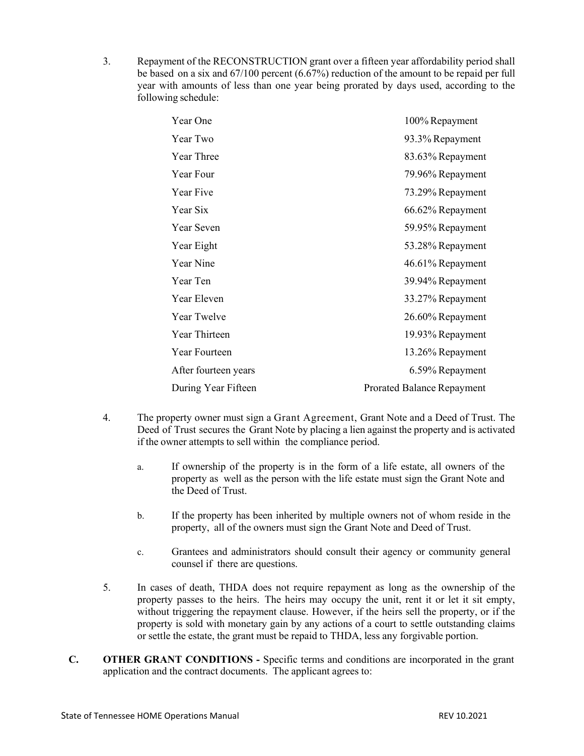3. Repayment of the RECONSTRUCTION grant over a fifteen year affordability period shall be based on a six and 67/100 percent (6.67%) reduction of the amount to be repaid per full year with amounts of less than one year being prorated by days used, according to the following schedule:

| | |
|---|---|
| Year One | 100% Repayment |
| Year Two | 93.3% Repayment |
| Year Three | 83.63% Repayment |
| Year Four | 79.96% Repayment |
| Year Five | 73.29% Repayment |
| Year Six | 66.62% Repayment |
| Year Seven | 59.95% Repayment |
| Year Eight | 53.28% Repayment |
| Year Nine | 46.61% Repayment |
| Year Ten | 39.94% Repayment |
| Year Eleven | 33.27% Repayment |
| Year Twelve | 26.60% Repayment |
| Year Thirteen | 19.93% Repayment |
| Year Fourteen | 13.26% Repayment |
| After fourteen years | 6.59% Repayment |
| During Year Fifteen | Prorated Balance Repayment |

4. The property owner must sign a Grant Agreement, Grant Note and a Deed of Trust. The Deed of Trust secures the Grant Note by placing a lien against the property and is activated if the owner attempts to sell within the compliance period.

   a. If ownership of the property is in the form of a life estate, all owners of the property as well as the person with the life estate must sign the Grant Note and the Deed of Trust.

   b. If the property has been inherited by multiple owners not of whom reside in the property, all of the owners must sign the Grant Note and Deed of Trust.

   c. Grantees and administrators should consult their agency or community general counsel if there are questions.

5. In cases of death, THDA does not require repayment as long as the ownership of the property passes to the heirs. The heirs may occupy the unit, rent it or let it sit empty, without triggering the repayment clause. However, if the heirs sell the property, or if the property is sold with monetary gain by any actions of a court to settle outstanding claims or settle the estate, the grant must be repaid to THDA, less any forgivable portion.

**C. OTHER GRANT CONDITIONS -** Specific terms and conditions are incorporated in the grant application and the contract documents. The applicant agrees to: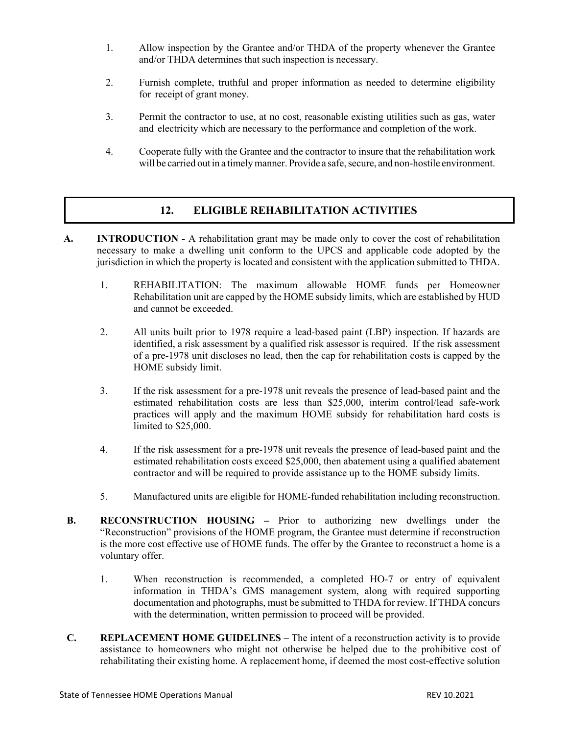1. Allow inspection by the Grantee and/or THDA of the property whenever the Grantee and/or THDA determines that such inspection is necessary.

2. Furnish complete, truthful and proper information as needed to determine eligibility for receipt of grant money.

3. Permit the contractor to use, at no cost, reasonable existing utilities such as gas, water and electricity which are necessary to the performance and completion of the work.

4. Cooperate fully with the Grantee and the contractor to insure that the rehabilitation work will be carried out in a timely manner. Provide a safe, secure, and non-hostile environment.

## 12. ELIGIBLE REHABILITATION ACTIVITIES

**A. INTRODUCTION -** A rehabilitation grant may be made only to cover the cost of rehabilitation necessary to make a dwelling unit conform to the UPCS and applicable code adopted by the jurisdiction in which the property is located and consistent with the application submitted to THDA.

1. REHABILITATION: The maximum allowable HOME funds per Homeowner Rehabilitation unit are capped by the HOME subsidy limits, which are established by HUD and cannot be exceeded.

2. All units built prior to 1978 require a lead-based paint (LBP) inspection. If hazards are identified, a risk assessment by a qualified risk assessor is required. If the risk assessment of a pre-1978 unit discloses no lead, then the cap for rehabilitation costs is capped by the HOME subsidy limit.

3. If the risk assessment for a pre-1978 unit reveals the presence of lead-based paint and the estimated rehabilitation costs are less than $25,000, interim control/lead safe-work practices will apply and the maximum HOME subsidy for rehabilitation hard costs is limited to $25,000.

4. If the risk assessment for a pre-1978 unit reveals the presence of lead-based paint and the estimated rehabilitation costs exceed $25,000, then abatement using a qualified abatement contractor and will be required to provide assistance up to the HOME subsidy limits.

5. Manufactured units are eligible for HOME-funded rehabilitation including reconstruction.

**B. RECONSTRUCTION HOUSING –** Prior to authorizing new dwellings under the "Reconstruction" provisions of the HOME program, the Grantee must determine if reconstruction is the more cost effective use of HOME funds. The offer by the Grantee to reconstruct a home is a voluntary offer.

1. When reconstruction is recommended, a completed HO-7 or entry of equivalent information in THDA's GMS management system, along with required supporting documentation and photographs, must be submitted to THDA for review. If THDA concurs with the determination, written permission to proceed will be provided.

**C. REPLACEMENT HOME GUIDELINES –** The intent of a reconstruction activity is to provide assistance to homeowners who might not otherwise be helped due to the prohibitive cost of rehabilitating their existing home. A replacement home, if deemed the most cost-effective solution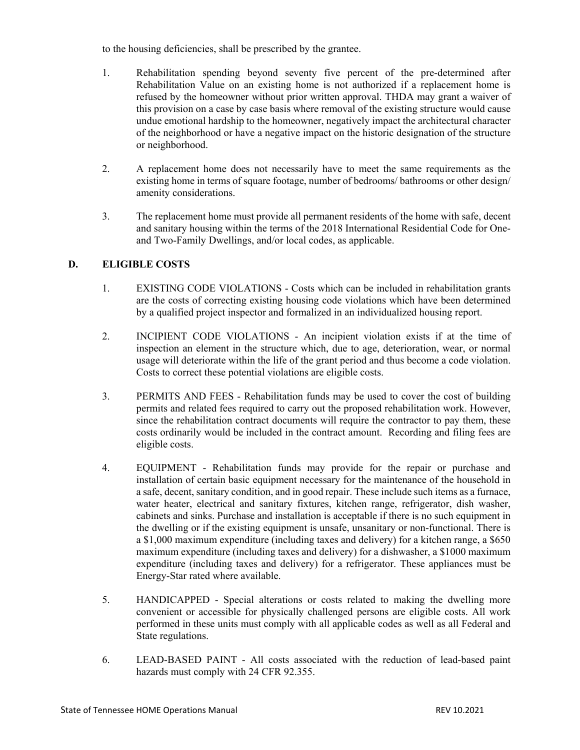to the housing deficiencies, shall be prescribed by the grantee.

1. Rehabilitation spending beyond seventy five percent of the pre-determined after Rehabilitation Value on an existing home is not authorized if a replacement home is refused by the homeowner without prior written approval. THDA may grant a waiver of this provision on a case by case basis where removal of the existing structure would cause undue emotional hardship to the homeowner, negatively impact the architectural character of the neighborhood or have a negative impact on the historic designation of the structure or neighborhood.

2. A replacement home does not necessarily have to meet the same requirements as the existing home in terms of square footage, number of bedrooms/ bathrooms or other design/ amenity considerations.

3. The replacement home must provide all permanent residents of the home with safe, decent and sanitary housing within the terms of the 2018 International Residential Code for One- and Two-Family Dwellings, and/or local codes, as applicable.

## D. ELIGIBLE COSTS

1. EXISTING CODE VIOLATIONS - Costs which can be included in rehabilitation grants are the costs of correcting existing housing code violations which have been determined by a qualified project inspector and formalized in an individualized housing report.

2. INCIPIENT CODE VIOLATIONS - An incipient violation exists if at the time of inspection an element in the structure which, due to age, deterioration, wear, or normal usage will deteriorate within the life of the grant period and thus become a code violation. Costs to correct these potential violations are eligible costs.

3. PERMITS AND FEES - Rehabilitation funds may be used to cover the cost of building permits and related fees required to carry out the proposed rehabilitation work. However, since the rehabilitation contract documents will require the contractor to pay them, these costs ordinarily would be included in the contract amount. Recording and filing fees are eligible costs.

4. EQUIPMENT - Rehabilitation funds may provide for the repair or purchase and installation of certain basic equipment necessary for the maintenance of the household in a safe, decent, sanitary condition, and in good repair. These include such items as a furnace, water heater, electrical and sanitary fixtures, kitchen range, refrigerator, dish washer, cabinets and sinks. Purchase and installation is acceptable if there is no such equipment in the dwelling or if the existing equipment is unsafe, unsanitary or non-functional. There is a $1,000 maximum expenditure (including taxes and delivery) for a kitchen range, a $650 maximum expenditure (including taxes and delivery) for a dishwasher, a $1000 maximum expenditure (including taxes and delivery) for a refrigerator. These appliances must be Energy-Star rated where available.

5. HANDICAPPED - Special alterations or costs related to making the dwelling more convenient or accessible for physically challenged persons are eligible costs. All work performed in these units must comply with all applicable codes as well as all Federal and State regulations.

6. LEAD-BASED PAINT - All costs associated with the reduction of lead-based paint hazards must comply with 24 CFR 92.355.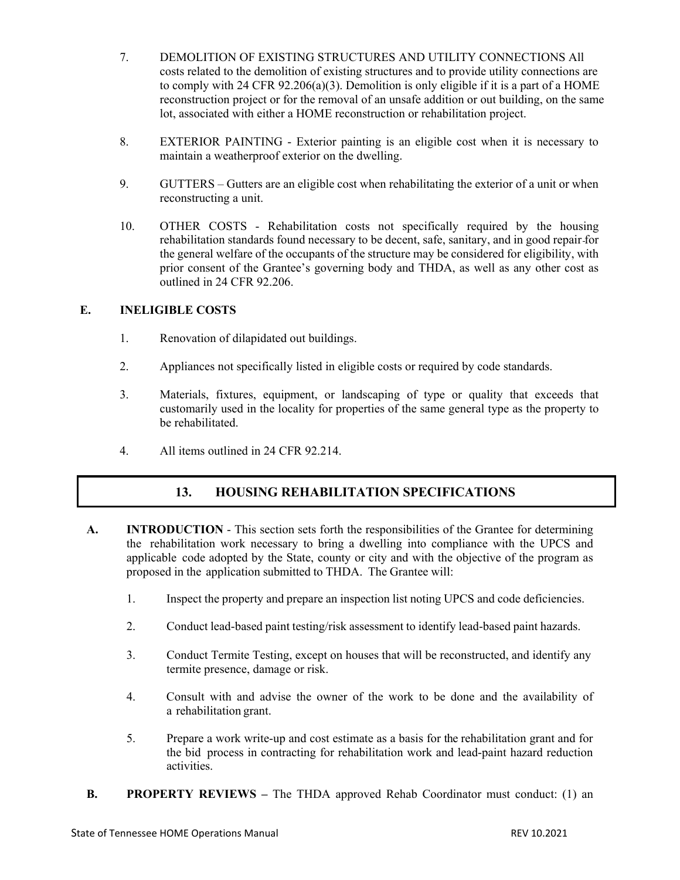7. DEMOLITION OF EXISTING STRUCTURES AND UTILITY CONNECTIONS All costs related to the demolition of existing structures and to provide utility connections are to comply with 24 CFR 92.206(a)(3). Demolition is only eligible if it is a part of a HOME reconstruction project or for the removal of an unsafe addition or out building, on the same lot, associated with either a HOME reconstruction or rehabilitation project.

8. EXTERIOR PAINTING - Exterior painting is an eligible cost when it is necessary to maintain a weatherproof exterior on the dwelling.

9. GUTTERS – Gutters are an eligible cost when rehabilitating the exterior of a unit or when reconstructing a unit.

10. OTHER COSTS - Rehabilitation costs not specifically required by the housing rehabilitation standards found necessary to be decent, safe, sanitary, and in good repair for the general welfare of the occupants of the structure may be considered for eligibility, with prior consent of the Grantee's governing body and THDA, as well as any other cost as outlined in 24 CFR 92.206.

### E. INELIGIBLE COSTS

1. Renovation of dilapidated out buildings.

2. Appliances not specifically listed in eligible costs or required by code standards.

3. Materials, fixtures, equipment, or landscaping of type or quality that exceeds that customarily used in the locality for properties of the same general type as the property to be rehabilitated.

4. All items outlined in 24 CFR 92.214.

## 13. HOUSING REHABILITATION SPECIFICATIONS

**A. INTRODUCTION** - This section sets forth the responsibilities of the Grantee for determining the rehabilitation work necessary to bring a dwelling into compliance with the UPCS and applicable code adopted by the State, county or city and with the objective of the program as proposed in the application submitted to THDA. The Grantee will:

1. Inspect the property and prepare an inspection list noting UPCS and code deficiencies.

2. Conduct lead-based paint testing/risk assessment to identify lead-based paint hazards.

3. Conduct Termite Testing, except on houses that will be reconstructed, and identify any termite presence, damage or risk.

4. Consult with and advise the owner of the work to be done and the availability of a rehabilitation grant.

5. Prepare a work write-up and cost estimate as a basis for the rehabilitation grant and for the bid process in contracting for rehabilitation work and lead-paint hazard reduction activities.

**B. PROPERTY REVIEWS –** The THDA approved Rehab Coordinator must conduct: (1) an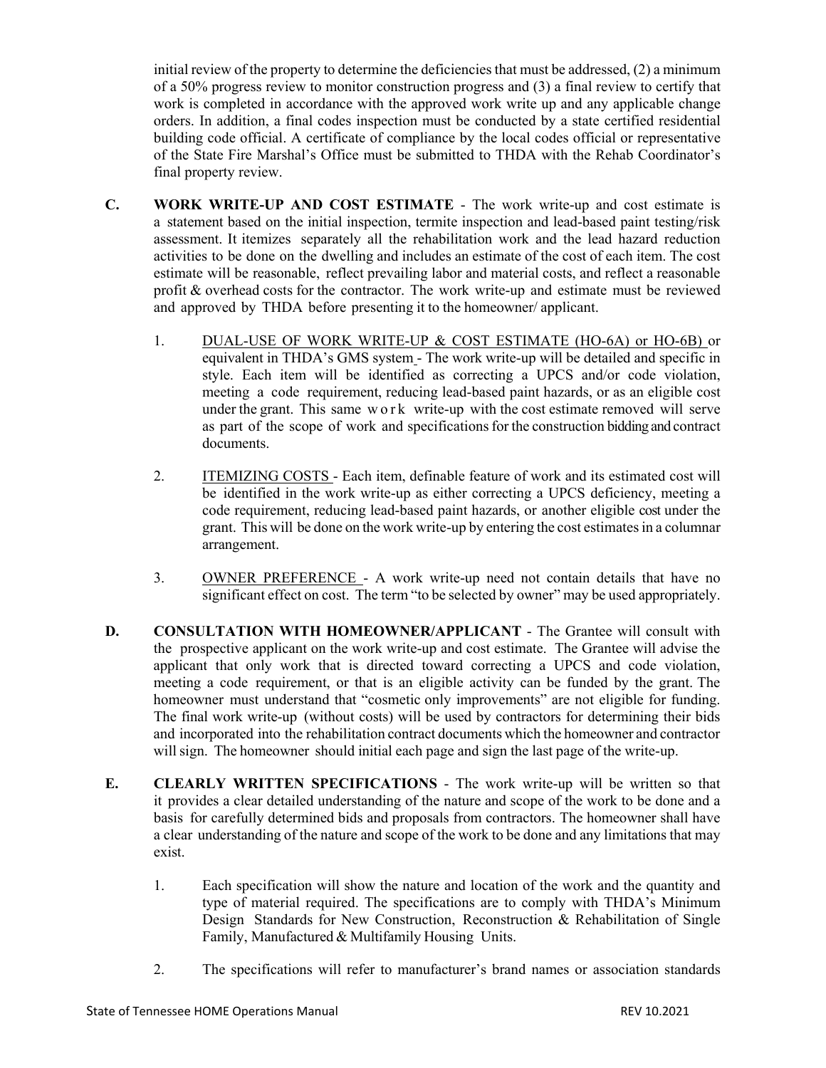initial review of the property to determine the deficiencies that must be addressed, (2) a minimum of a 50% progress review to monitor construction progress and (3) a final review to certify that work is completed in accordance with the approved work write up and any applicable change orders. In addition, a final codes inspection must be conducted by a state certified residential building code official. A certificate of compliance by the local codes official or representative of the State Fire Marshal's Office must be submitted to THDA with the Rehab Coordinator's final property review.

**C. WORK WRITE-UP AND COST ESTIMATE** - The work write-up and cost estimate is a statement based on the initial inspection, termite inspection and lead-based paint testing/risk assessment. It itemizes separately all the rehabilitation work and the lead hazard reduction activities to be done on the dwelling and includes an estimate of the cost of each item. The cost estimate will be reasonable, reflect prevailing labor and material costs, and reflect a reasonable profit & overhead costs for the contractor. The work write-up and estimate must be reviewed and approved by THDA before presenting it to the homeowner/ applicant.

1. DUAL-USE OF WORK WRITE-UP & COST ESTIMATE (HO-6A) or HO-6B) or equivalent in THDA's GMS system - The work write-up will be detailed and specific in style. Each item will be identified as correcting a UPCS and/or code violation, meeting a code requirement, reducing lead-based paint hazards, or as an eligible cost under the grant. This same work write-up with the cost estimate removed will serve as part of the scope of work and specifications for the construction bidding and contract documents.

2. ITEMIZING COSTS - Each item, definable feature of work and its estimated cost will be identified in the work write-up as either correcting a UPCS deficiency, meeting a code requirement, reducing lead-based paint hazards, or another eligible cost under the grant. This will be done on the work write-up by entering the cost estimates in a columnar arrangement.

3. OWNER PREFERENCE - A work write-up need not contain details that have no significant effect on cost. The term "to be selected by owner" may be used appropriately.

**D. CONSULTATION WITH HOMEOWNER/APPLICANT** - The Grantee will consult with the prospective applicant on the work write-up and cost estimate. The Grantee will advise the applicant that only work that is directed toward correcting a UPCS and code violation, meeting a code requirement, or that is an eligible activity can be funded by the grant. The homeowner must understand that "cosmetic only improvements" are not eligible for funding. The final work write-up (without costs) will be used by contractors for determining their bids and incorporated into the rehabilitation contract documents which the homeowner and contractor will sign. The homeowner should initial each page and sign the last page of the write-up.

**E. CLEARLY WRITTEN SPECIFICATIONS** - The work write-up will be written so that it provides a clear detailed understanding of the nature and scope of the work to be done and a basis for carefully determined bids and proposals from contractors. The homeowner shall have a clear understanding of the nature and scope of the work to be done and any limitations that may exist.

1. Each specification will show the nature and location of the work and the quantity and type of material required. The specifications are to comply with THDA's Minimum Design Standards for New Construction, Reconstruction & Rehabilitation of Single Family, Manufactured & Multifamily Housing Units.

2. The specifications will refer to manufacturer's brand names or association standards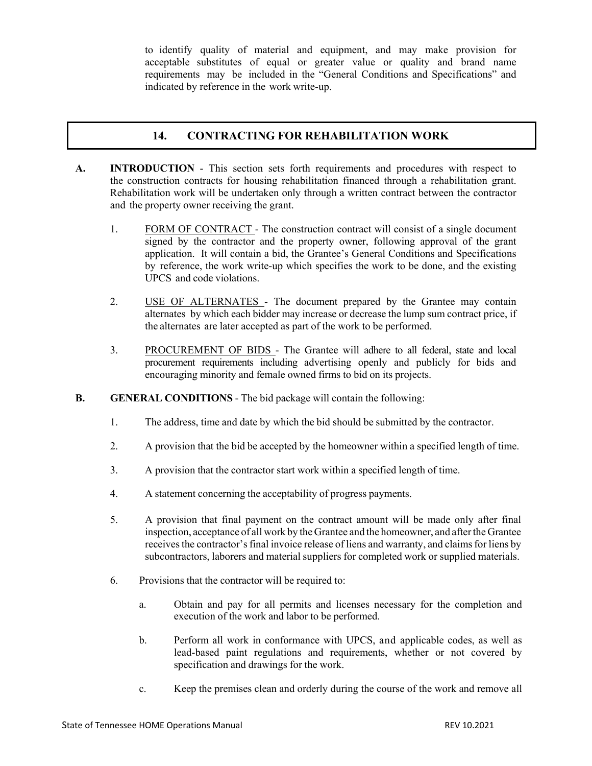to identify quality of material and equipment, and may make provision for acceptable substitutes of equal or greater value or quality and brand name requirements may be included in the "General Conditions and Specifications" and indicated by reference in the work write-up.

## 14. CONTRACTING FOR REHABILITATION WORK

**A. INTRODUCTION** - This section sets forth requirements and procedures with respect to the construction contracts for housing rehabilitation financed through a rehabilitation grant. Rehabilitation work will be undertaken only through a written contract between the contractor and the property owner receiving the grant.

1. FORM OF CONTRACT - The construction contract will consist of a single document signed by the contractor and the property owner, following approval of the grant application. It will contain a bid, the Grantee's General Conditions and Specifications by reference, the work write-up which specifies the work to be done, and the existing UPCS and code violations.

2. USE OF ALTERNATES - The document prepared by the Grantee may contain alternates by which each bidder may increase or decrease the lump sum contract price, if the alternates are later accepted as part of the work to be performed.

3. PROCUREMENT OF BIDS - The Grantee will adhere to all federal, state and local procurement requirements including advertising openly and publicly for bids and encouraging minority and female owned firms to bid on its projects.

**B. GENERAL CONDITIONS** - The bid package will contain the following:

1. The address, time and date by which the bid should be submitted by the contractor.

2. A provision that the bid be accepted by the homeowner within a specified length of time.

3. A provision that the contractor start work within a specified length of time.

4. A statement concerning the acceptability of progress payments.

5. A provision that final payment on the contract amount will be made only after final inspection, acceptance of all work by the Grantee and the homeowner, and after the Grantee receives the contractor's final invoice release of liens and warranty, and claims for liens by subcontractors, laborers and material suppliers for completed work or supplied materials.

6. Provisions that the contractor will be required to:

   a. Obtain and pay for all permits and licenses necessary for the completion and execution of the work and labor to be performed.

   b. Perform all work in conformance with UPCS, and applicable codes, as well as lead-based paint regulations and requirements, whether or not covered by specification and drawings for the work.

   c. Keep the premises clean and orderly during the course of the work and remove all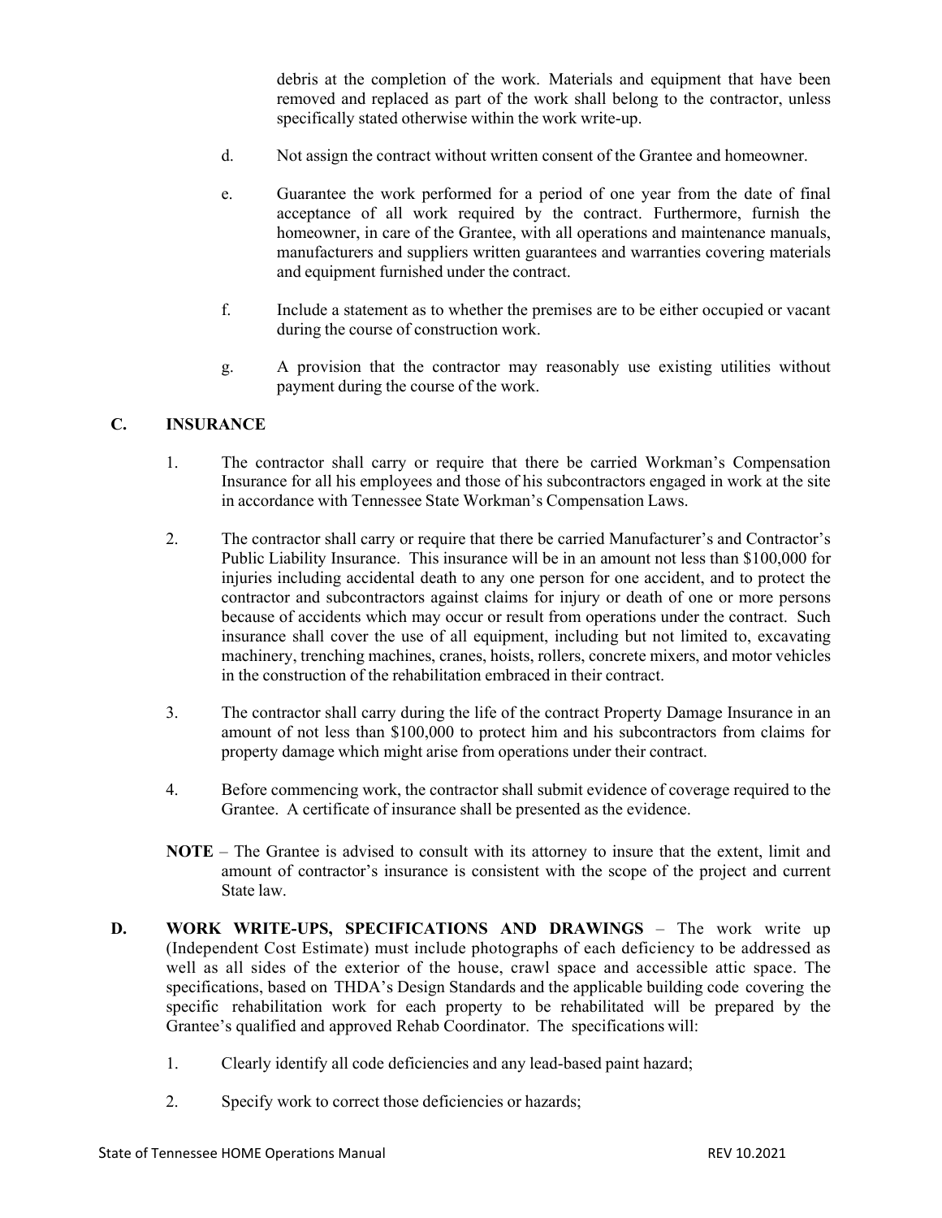debris at the completion of the work. Materials and equipment that have been removed and replaced as part of the work shall belong to the contractor, unless specifically stated otherwise within the work write-up.

d. Not assign the contract without written consent of the Grantee and homeowner.

e. Guarantee the work performed for a period of one year from the date of final acceptance of all work required by the contract. Furthermore, furnish the homeowner, in care of the Grantee, with all operations and maintenance manuals, manufacturers and suppliers written guarantees and warranties covering materials and equipment furnished under the contract.

f. Include a statement as to whether the premises are to be either occupied or vacant during the course of construction work.

g. A provision that the contractor may reasonably use existing utilities without payment during the course of the work.

## C. INSURANCE

1. The contractor shall carry or require that there be carried Workman's Compensation Insurance for all his employees and those of his subcontractors engaged in work at the site in accordance with Tennessee State Workman's Compensation Laws.

2. The contractor shall carry or require that there be carried Manufacturer's and Contractor's Public Liability Insurance. This insurance will be in an amount not less than $100,000 for injuries including accidental death to any one person for one accident, and to protect the contractor and subcontractors against claims for injury or death of one or more persons because of accidents which may occur or result from operations under the contract. Such insurance shall cover the use of all equipment, including but not limited to, excavating machinery, trenching machines, cranes, hoists, rollers, concrete mixers, and motor vehicles in the construction of the rehabilitation embraced in their contract.

3. The contractor shall carry during the life of the contract Property Damage Insurance in an amount of not less than $100,000 to protect him and his subcontractors from claims for property damage which might arise from operations under their contract.

4. Before commencing work, the contractor shall submit evidence of coverage required to the Grantee. A certificate of insurance shall be presented as the evidence.

**NOTE** – The Grantee is advised to consult with its attorney to insure that the extent, limit and amount of contractor's insurance is consistent with the scope of the project and current State law.

**D. WORK WRITE-UPS, SPECIFICATIONS AND DRAWINGS** – The work write up (Independent Cost Estimate) must include photographs of each deficiency to be addressed as well as all sides of the exterior of the house, crawl space and accessible attic space. The specifications, based on THDA's Design Standards and the applicable building code covering the specific rehabilitation work for each property to be rehabilitated will be prepared by the Grantee's qualified and approved Rehab Coordinator. The specifications will:

1. Clearly identify all code deficiencies and any lead-based paint hazard;

2. Specify work to correct those deficiencies or hazards;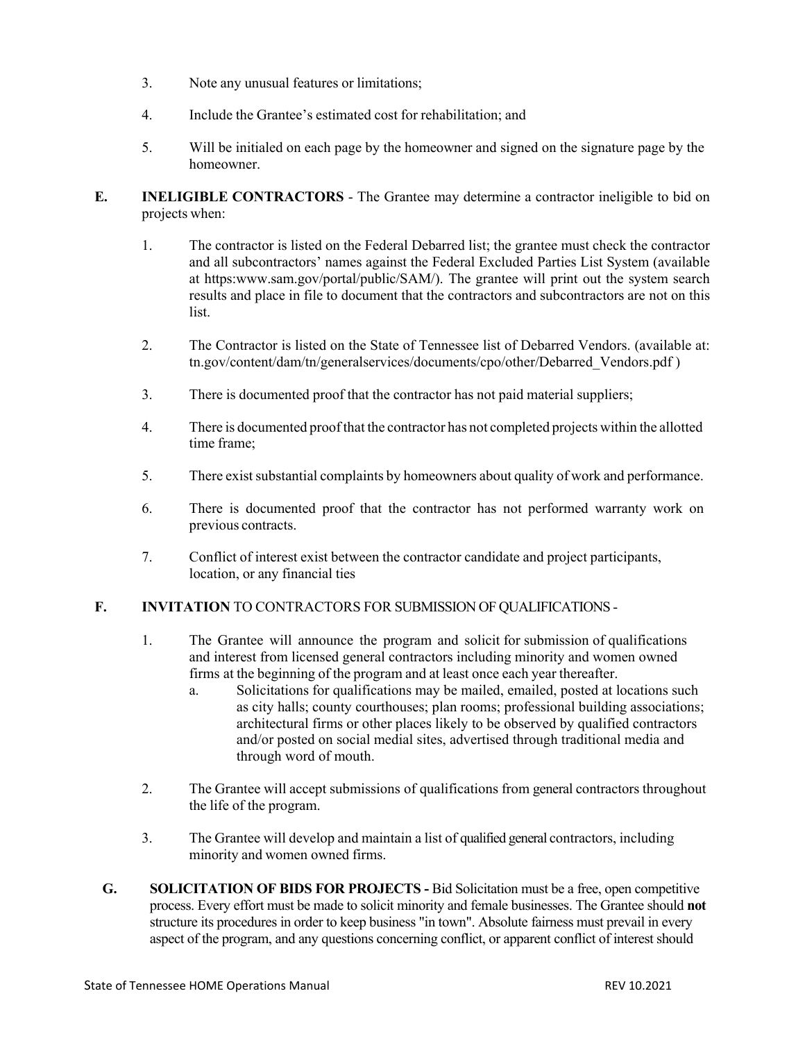3. Note any unusual features or limitations;

4. Include the Grantee's estimated cost for rehabilitation; and

5. Will be initialed on each page by the homeowner and signed on the signature page by the homeowner.

**E. INELIGIBLE CONTRACTORS** - The Grantee may determine a contractor ineligible to bid on projects when:

1. The contractor is listed on the Federal Debarred list; the grantee must check the contractor and all subcontractors' names against the Federal Excluded Parties List System (available at https:www.sam.gov/portal/public/SAM/). The grantee will print out the system search results and place in file to document that the contractors and subcontractors are not on this list.

2. The Contractor is listed on the State of Tennessee list of Debarred Vendors. (available at: tn.gov/content/dam/tn/generalservices/documents/cpo/other/Debarred_Vendors.pdf )

3. There is documented proof that the contractor has not paid material suppliers;

4. There is documented proof that the contractor has not completed projects within the allotted time frame;

5. There exist substantial complaints by homeowners about quality of work and performance.

6. There is documented proof that the contractor has not performed warranty work on previous contracts.

7. Conflict of interest exist between the contractor candidate and project participants, location, or any financial ties

**F. INVITATION** TO CONTRACTORS FOR SUBMISSION OF QUALIFICATIONS -

1. The Grantee will announce the program and solicit for submission of qualifications and interest from licensed general contractors including minority and women owned firms at the beginning of the program and at least once each year thereafter.
   a. Solicitations for qualifications may be mailed, emailed, posted at locations such as city halls; county courthouses; plan rooms; professional building associations; architectural firms or other places likely to be observed by qualified contractors and/or posted on social medial sites, advertised through traditional media and through word of mouth.

2. The Grantee will accept submissions of qualifications from general contractors throughout the life of the program.

3. The Grantee will develop and maintain a list of qualified general contractors, including minority and women owned firms.

**G. SOLICITATION OF BIDS FOR PROJECTS -** Bid Solicitation must be a free, open competitive process. Every effort must be made to solicit minority and female businesses. The Grantee should **not** structure its procedures in order to keep business "in town". Absolute fairness must prevail in every aspect of the program, and any questions concerning conflict, or apparent conflict of interest should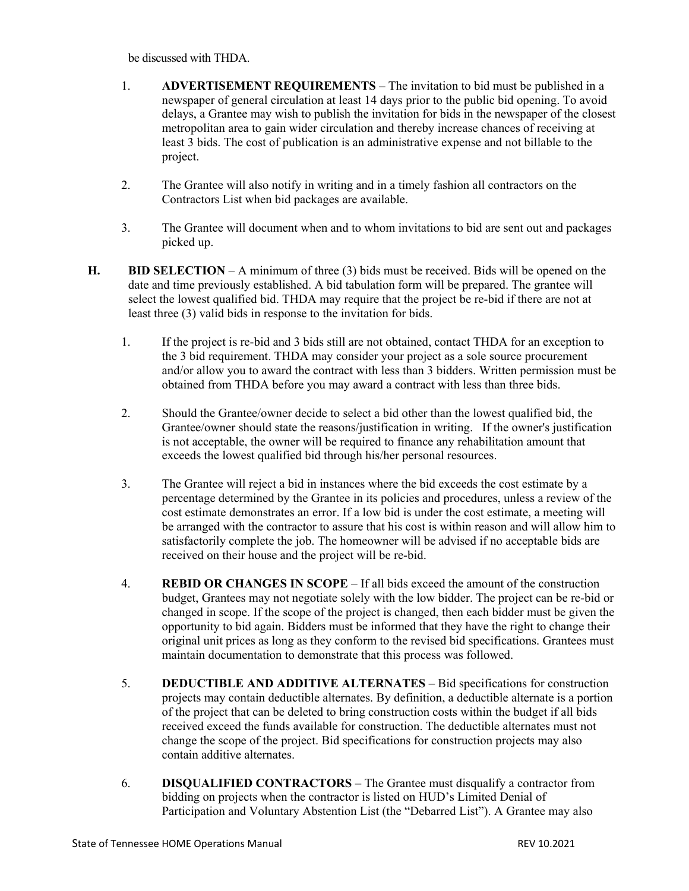be discussed with THDA.

1. **ADVERTISEMENT REQUIREMENTS** – The invitation to bid must be published in a newspaper of general circulation at least 14 days prior to the public bid opening. To avoid delays, a Grantee may wish to publish the invitation for bids in the newspaper of the closest metropolitan area to gain wider circulation and thereby increase chances of receiving at least 3 bids. The cost of publication is an administrative expense and not billable to the project.

2. The Grantee will also notify in writing and in a timely fashion all contractors on the Contractors List when bid packages are available.

3. The Grantee will document when and to whom invitations to bid are sent out and packages picked up.

**H. BID SELECTION** – A minimum of three (3) bids must be received. Bids will be opened on the date and time previously established. A bid tabulation form will be prepared. The grantee will select the lowest qualified bid. THDA may require that the project be re-bid if there are not at least three (3) valid bids in response to the invitation for bids.

1. If the project is re-bid and 3 bids still are not obtained, contact THDA for an exception to the 3 bid requirement. THDA may consider your project as a sole source procurement and/or allow you to award the contract with less than 3 bidders. Written permission must be obtained from THDA before you may award a contract with less than three bids.

2. Should the Grantee/owner decide to select a bid other than the lowest qualified bid, the Grantee/owner should state the reasons/justification in writing. If the owner's justification is not acceptable, the owner will be required to finance any rehabilitation amount that exceeds the lowest qualified bid through his/her personal resources.

3. The Grantee will reject a bid in instances where the bid exceeds the cost estimate by a percentage determined by the Grantee in its policies and procedures, unless a review of the cost estimate demonstrates an error. If a low bid is under the cost estimate, a meeting will be arranged with the contractor to assure that his cost is within reason and will allow him to satisfactorily complete the job. The homeowner will be advised if no acceptable bids are received on their house and the project will be re-bid.

4. **REBID OR CHANGES IN SCOPE** – If all bids exceed the amount of the construction budget, Grantees may not negotiate solely with the low bidder. The project can be re-bid or changed in scope. If the scope of the project is changed, then each bidder must be given the opportunity to bid again. Bidders must be informed that they have the right to change their original unit prices as long as they conform to the revised bid specifications. Grantees must maintain documentation to demonstrate that this process was followed.

5. **DEDUCTIBLE AND ADDITIVE ALTERNATES** – Bid specifications for construction projects may contain deductible alternates. By definition, a deductible alternate is a portion of the project that can be deleted to bring construction costs within the budget if all bids received exceed the funds available for construction. The deductible alternates must not change the scope of the project. Bid specifications for construction projects may also contain additive alternates.

6. **DISQUALIFIED CONTRACTORS** – The Grantee must disqualify a contractor from bidding on projects when the contractor is listed on HUD's Limited Denial of Participation and Voluntary Abstention List (the "Debarred List"). A Grantee may also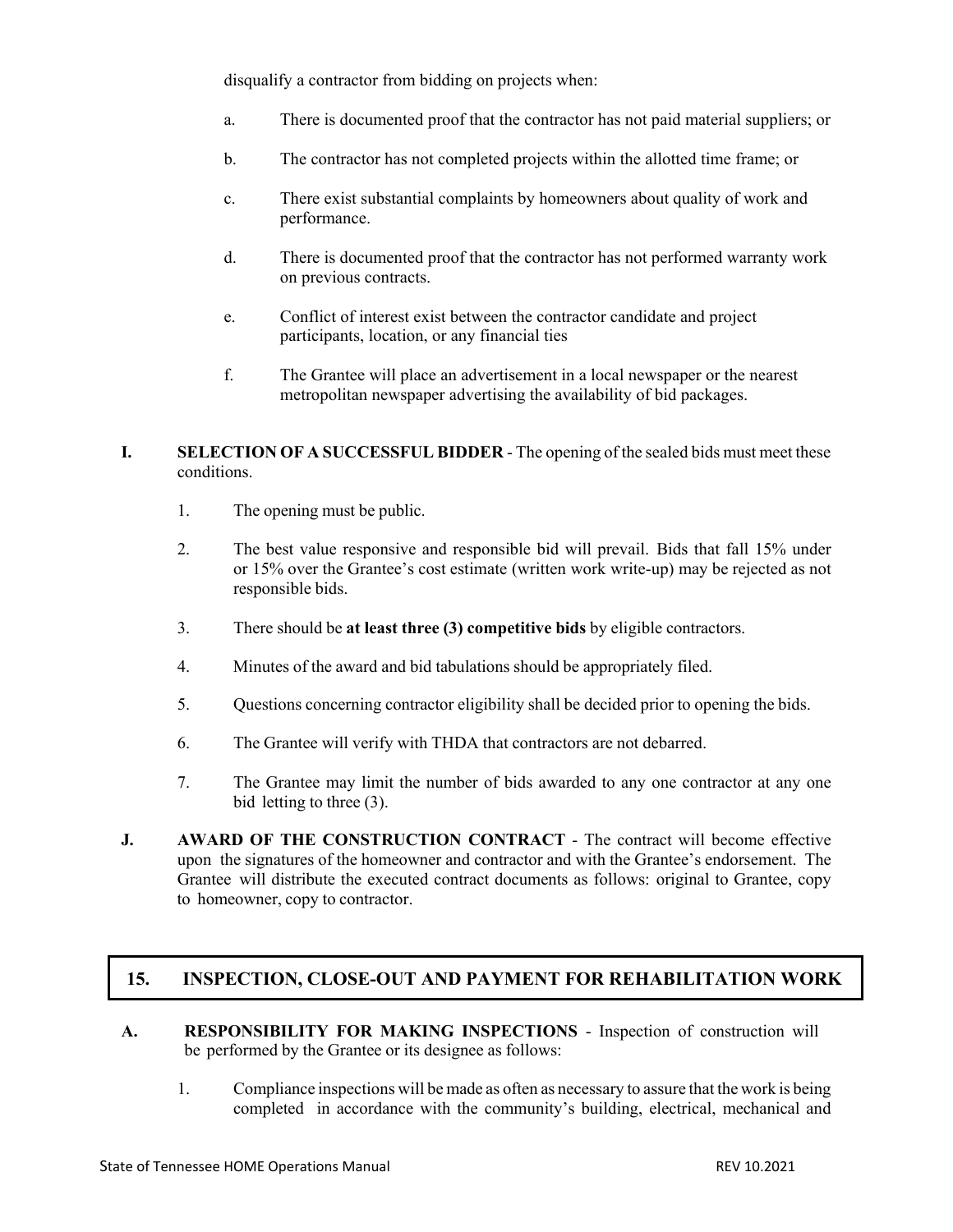disqualify a contractor from bidding on projects when:

a. There is documented proof that the contractor has not paid material suppliers; or

b. The contractor has not completed projects within the allotted time frame; or

c. There exist substantial complaints by homeowners about quality of work and performance.

d. There is documented proof that the contractor has not performed warranty work on previous contracts.

e. Conflict of interest exist between the contractor candidate and project participants, location, or any financial ties

f. The Grantee will place an advertisement in a local newspaper or the nearest metropolitan newspaper advertising the availability of bid packages.

**I. SELECTION OF A SUCCESSFUL BIDDER** - The opening of the sealed bids must meet these conditions.

1. The opening must be public.
2. The best value responsive and responsible bid will prevail. Bids that fall 15% under or 15% over the Grantee's cost estimate (written work write-up) may be rejected as not responsible bids.
3. There should be **at least three (3) competitive bids** by eligible contractors.
4. Minutes of the award and bid tabulations should be appropriately filed.
5. Questions concerning contractor eligibility shall be decided prior to opening the bids.
6. The Grantee will verify with THDA that contractors are not debarred.
7. The Grantee may limit the number of bids awarded to any one contractor at any one bid letting to three (3).

**J. AWARD OF THE CONSTRUCTION CONTRACT** - The contract will become effective upon the signatures of the homeowner and contractor and with the Grantee's endorsement. The Grantee will distribute the executed contract documents as follows: original to Grantee, copy to homeowner, copy to contractor.

## 15. INSPECTION, CLOSE-OUT AND PAYMENT FOR REHABILITATION WORK

**A. RESPONSIBILITY FOR MAKING INSPECTIONS** - Inspection of construction will be performed by the Grantee or its designee as follows:

1. Compliance inspections will be made as often as necessary to assure that the work is being completed in accordance with the community's building, electrical, mechanical and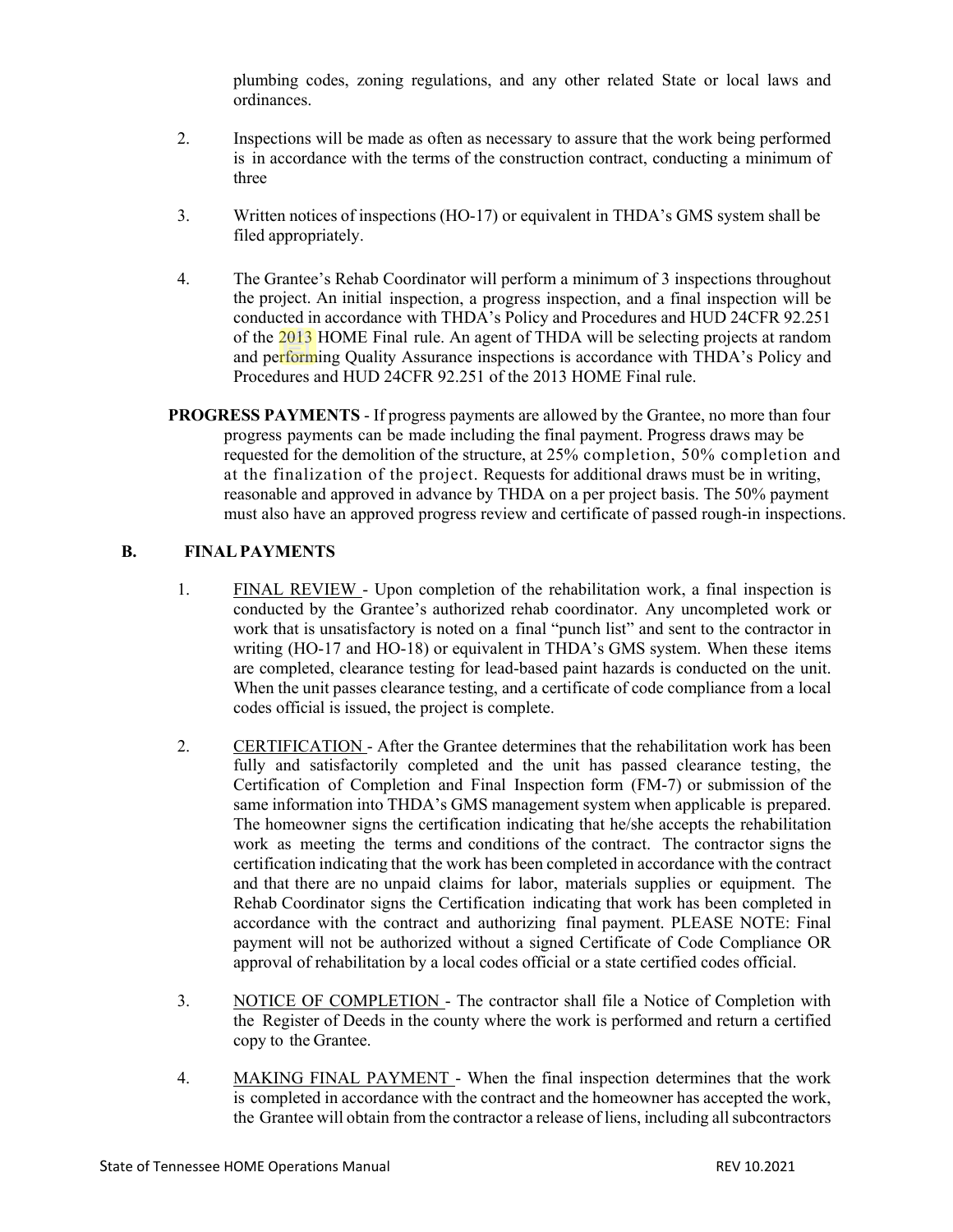plumbing codes, zoning regulations, and any other related State or local laws and ordinances.

2. Inspections will be made as often as necessary to assure that the work being performed is in accordance with the terms of the construction contract, conducting a minimum of three

3. Written notices of inspections (HO-17) or equivalent in THDA's GMS system shall be filed appropriately.

4. The Grantee's Rehab Coordinator will perform a minimum of 3 inspections throughout the project. An initial inspection, a progress inspection, and a final inspection will be conducted in accordance with THDA's Policy and Procedures and HUD 24CFR 92.251 of the 2013 HOME Final rule. An agent of THDA will be selecting projects at random and performing Quality Assurance inspections is accordance with THDA's Policy and Procedures and HUD 24CFR 92.251 of the 2013 HOME Final rule.

**PROGRESS PAYMENTS** - If progress payments are allowed by the Grantee, no more than four progress payments can be made including the final payment. Progress draws may be requested for the demolition of the structure, at 25% completion, 50% completion and at the finalization of the project. Requests for additional draws must be in writing, reasonable and approved in advance by THDA on a per project basis. The 50% payment must also have an approved progress review and certificate of passed rough-in inspections.

## B. FINAL PAYMENTS

1. FINAL REVIEW - Upon completion of the rehabilitation work, a final inspection is conducted by the Grantee's authorized rehab coordinator. Any uncompleted work or work that is unsatisfactory is noted on a final "punch list" and sent to the contractor in writing (HO-17 and HO-18) or equivalent in THDA's GMS system. When these items are completed, clearance testing for lead-based paint hazards is conducted on the unit. When the unit passes clearance testing, and a certificate of code compliance from a local codes official is issued, the project is complete.

2. CERTIFICATION - After the Grantee determines that the rehabilitation work has been fully and satisfactorily completed and the unit has passed clearance testing, the Certification of Completion and Final Inspection form (FM-7) or submission of the same information into THDA's GMS management system when applicable is prepared. The homeowner signs the certification indicating that he/she accepts the rehabilitation work as meeting the terms and conditions of the contract. The contractor signs the certification indicating that the work has been completed in accordance with the contract and that there are no unpaid claims for labor, materials supplies or equipment. The Rehab Coordinator signs the Certification indicating that work has been completed in accordance with the contract and authorizing final payment. PLEASE NOTE: Final payment will not be authorized without a signed Certificate of Code Compliance OR approval of rehabilitation by a local codes official or a state certified codes official.

3. NOTICE OF COMPLETION - The contractor shall file a Notice of Completion with the Register of Deeds in the county where the work is performed and return a certified copy to the Grantee.

4. MAKING FINAL PAYMENT - When the final inspection determines that the work is completed in accordance with the contract and the homeowner has accepted the work, the Grantee will obtain from the contractor a release of liens, including all subcontractors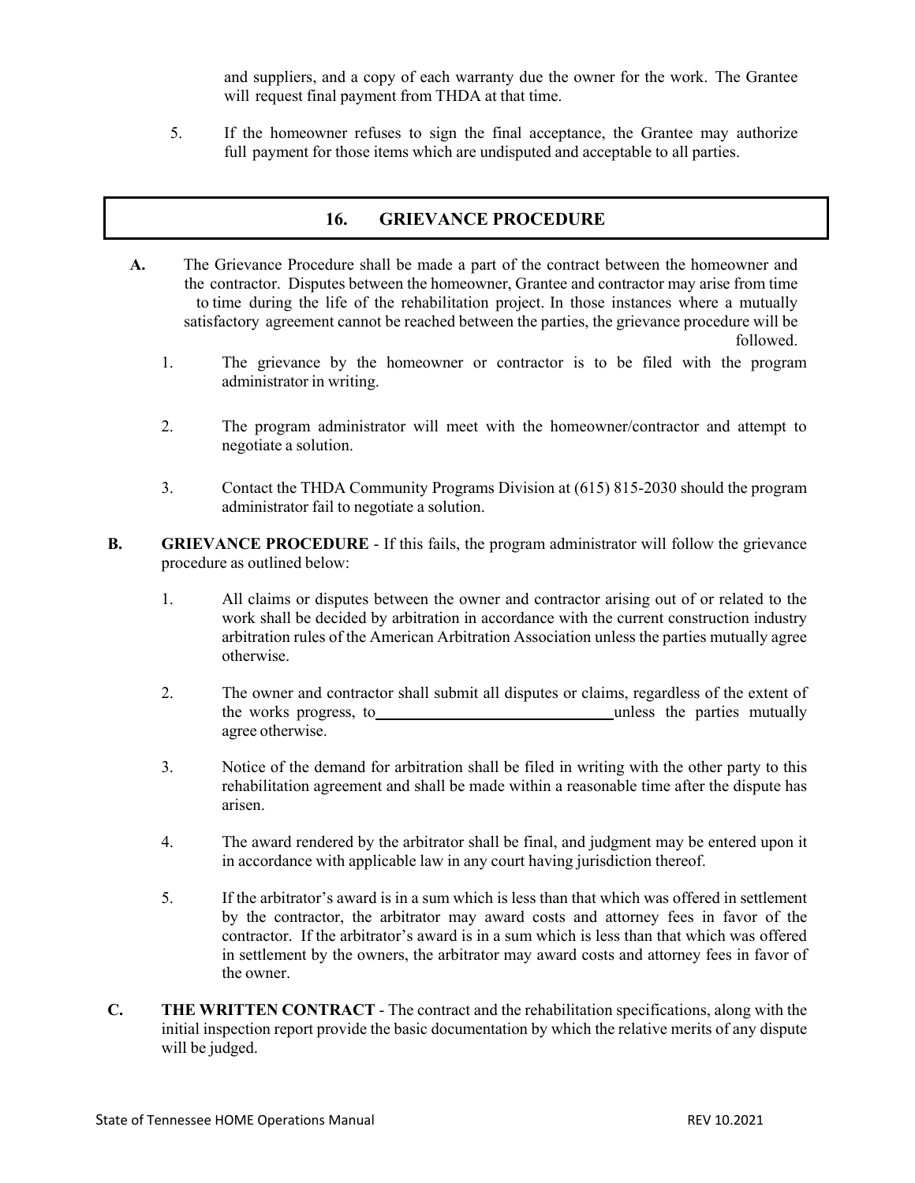and suppliers, and a copy of each warranty due the owner for the work. The Grantee will request final payment from THDA at that time.

5. If the homeowner refuses to sign the final acceptance, the Grantee may authorize full payment for those items which are undisputed and acceptable to all parties.

## 16. GRIEVANCE PROCEDURE

**A.** The Grievance Procedure shall be made a part of the contract between the homeowner and the contractor. Disputes between the homeowner, Grantee and contractor may arise from time to time during the life of the rehabilitation project. In those instances where a mutually satisfactory agreement cannot be reached between the parties, the grievance procedure will be followed.

1. The grievance by the homeowner or contractor is to be filed with the program administrator in writing.

2. The program administrator will meet with the homeowner/contractor and attempt to negotiate a solution.

3. Contact the THDA Community Programs Division at (615) 815-2030 should the program administrator fail to negotiate a solution.

**B. GRIEVANCE PROCEDURE** - If this fails, the program administrator will follow the grievance procedure as outlined below:

1. All claims or disputes between the owner and contractor arising out of or related to the work shall be decided by arbitration in accordance with the current construction industry arbitration rules of the American Arbitration Association unless the parties mutually agree otherwise.

2. The owner and contractor shall submit all disputes or claims, regardless of the extent of the works progress, to______________________________unless the parties mutually agree otherwise.

3. Notice of the demand for arbitration shall be filed in writing with the other party to this rehabilitation agreement and shall be made within a reasonable time after the dispute has arisen.

4. The award rendered by the arbitrator shall be final, and judgment may be entered upon it in accordance with applicable law in any court having jurisdiction thereof.

5. If the arbitrator's award is in a sum which is less than that which was offered in settlement by the contractor, the arbitrator may award costs and attorney fees in favor of the contractor. If the arbitrator's award is in a sum which is less than that which was offered in settlement by the owners, the arbitrator may award costs and attorney fees in favor of the owner.

**C. THE WRITTEN CONTRACT** - The contract and the rehabilitation specifications, along with the initial inspection report provide the basic documentation by which the relative merits of any dispute will be judged.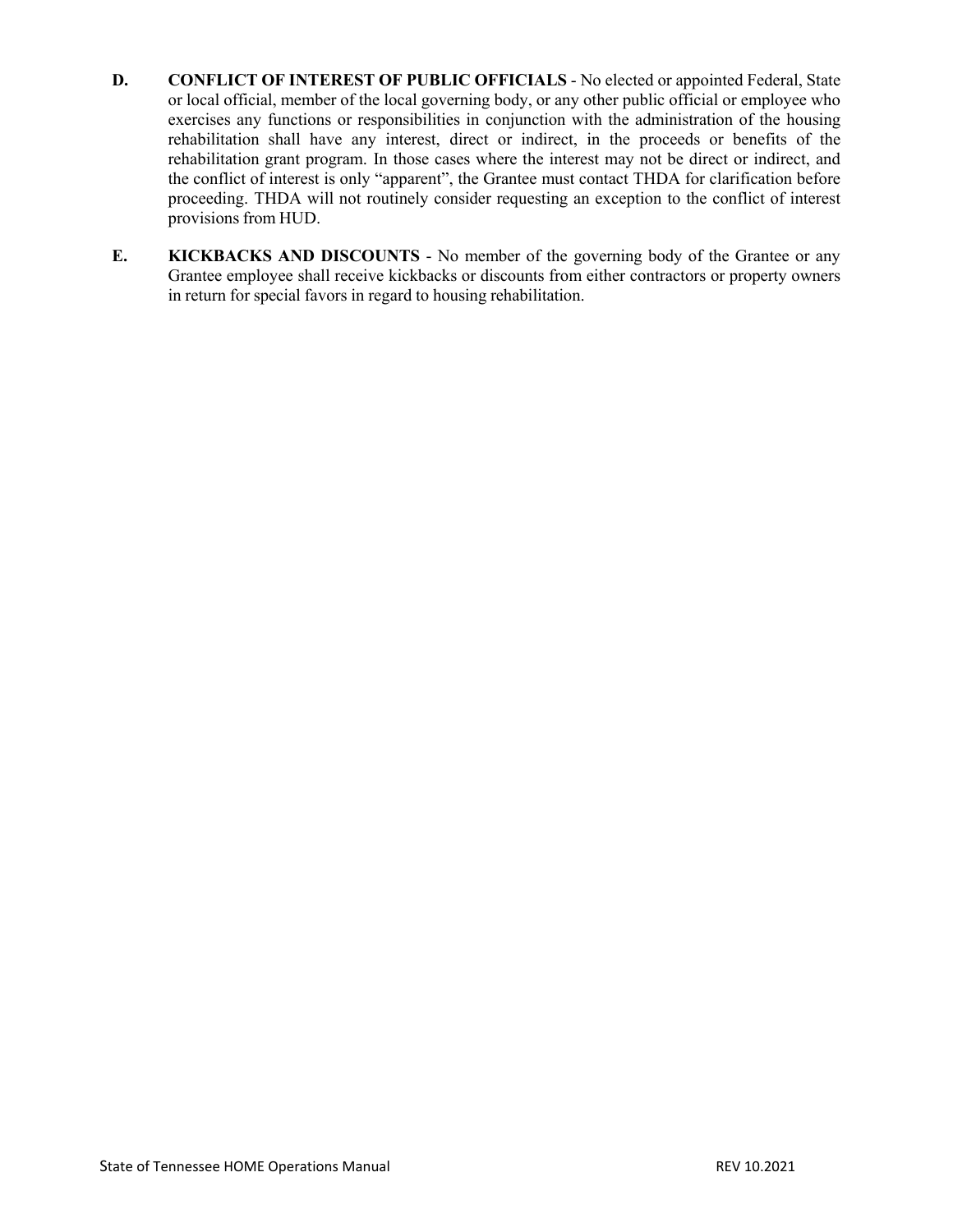**D.** **CONFLICT OF INTEREST OF PUBLIC OFFICIALS** - No elected or appointed Federal, State or local official, member of the local governing body, or any other public official or employee who exercises any functions or responsibilities in conjunction with the administration of the housing rehabilitation shall have any interest, direct or indirect, in the proceeds or benefits of the rehabilitation grant program. In those cases where the interest may not be direct or indirect, and the conflict of interest is only "apparent", the Grantee must contact THDA for clarification before proceeding. THDA will not routinely consider requesting an exception to the conflict of interest provisions from HUD.

**E.** **KICKBACKS AND DISCOUNTS** - No member of the governing body of the Grantee or any Grantee employee shall receive kickbacks or discounts from either contractors or property owners in return for special favors in regard to housing rehabilitation.